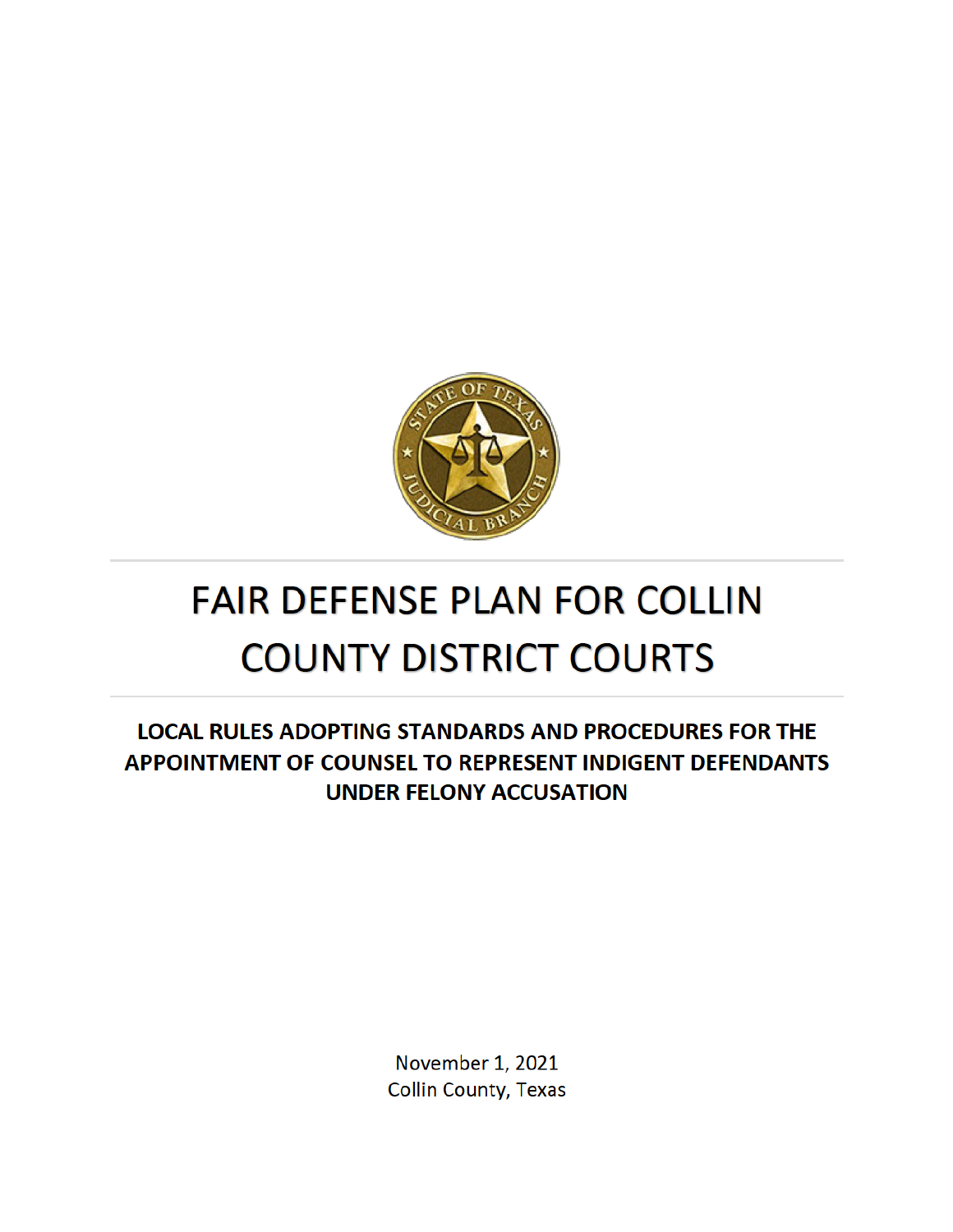# FAIR DEFENSE PLAN FOR COLLIN COUNTY DISTRICT COURTS

## LOCAL RULES ADOPTING STANDARDS AND PROCEDURES FOR THE APPOINTMENT OF COUNSEL TO REPRESENT INDIGENT DEFENDANTS UNDER FELONY ACCUSATION

November 1, 2021
Collin County, Texas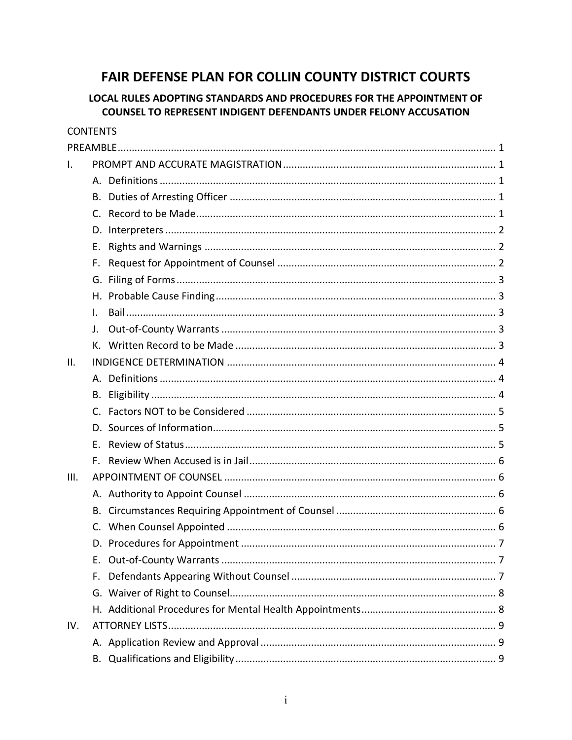# FAIR DEFENSE PLAN FOR COLLIN COUNTY DISTRICT COURTS

## LOCAL RULES ADOPTING STANDARDS AND PROCEDURES FOR THE APPOINTMENT OF COUNSEL TO REPRESENT INDIGENT DEFENDANTS UNDER FELONY ACCUSATION

CONTENTS

PREAMBLE ..... 1

I. PROMPT AND ACCURATE MAGISTRATION ..... 1
- A. Definitions ..... 1
- B. Duties of Arresting Officer ..... 1
- C. Record to be Made ..... 1
- D. Interpreters ..... 2
- E. Rights and Warnings ..... 2
- F. Request for Appointment of Counsel ..... 2
- G. Filing of Forms ..... 3
- H. Probable Cause Finding ..... 3
- I. Bail ..... 3
- J. Out-of-County Warrants ..... 3
- K. Written Record to be Made ..... 3

II. INDIGENCE DETERMINATION ..... 4
- A. Definitions ..... 4
- B. Eligibility ..... 4
- C. Factors NOT to be Considered ..... 5
- D. Sources of Information ..... 5
- E. Review of Status ..... 5
- F. Review When Accused is in Jail ..... 6

III. APPOINTMENT OF COUNSEL ..... 6
- A. Authority to Appoint Counsel ..... 6
- B. Circumstances Requiring Appointment of Counsel ..... 6
- C. When Counsel Appointed ..... 6
- D. Procedures for Appointment ..... 7
- E. Out-of-County Warrants ..... 7
- F. Defendants Appearing Without Counsel ..... 7
- G. Waiver of Right to Counsel ..... 8
- H. Additional Procedures for Mental Health Appointments ..... 8

IV. ATTORNEY LISTS ..... 9
- A. Application Review and Approval ..... 9
- B. Qualifications and Eligibility ..... 9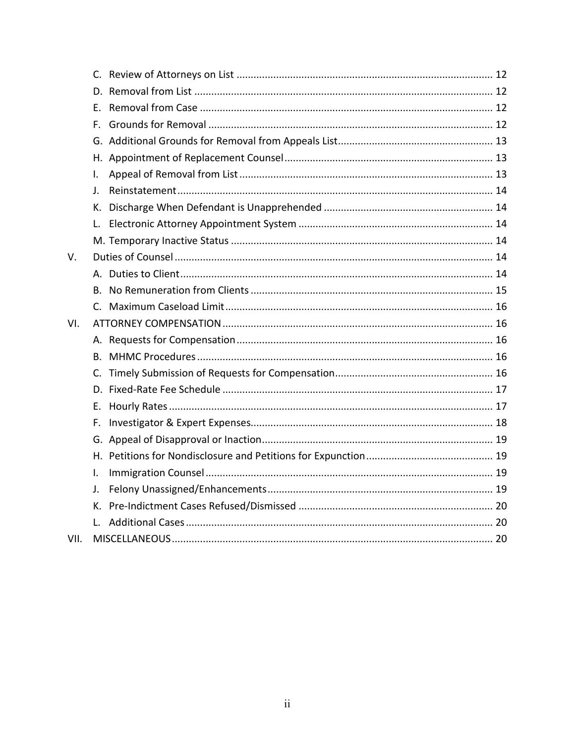- C. Review of Attorneys on List ........................................................................................ 12
- D. Removal from List ....................................................................................................... 12
- E. Removal from Case ..................................................................................................... 12
- F. Grounds for Removal .................................................................................................. 12
- G. Additional Grounds for Removal from Appeals List..................................................... 13
- H. Appointment of Replacement Counsel........................................................................ 13
- I. Appeal of Removal from List........................................................................................ 13
- J. Reinstatement............................................................................................................. 14
- K. Discharge When Defendant is Unapprehended .......................................................... 14
- L. Electronic Attorney Appointment System ................................................................... 14
- M. Temporary Inactive Status .......................................................................................... 14

V. Duties of Counsel ............................................................................................................... 14

- A. Duties to Client............................................................................................................ 14
- B. No Remuneration from Clients ................................................................................... 15
- C. Maximum Caseload Limit............................................................................................ 16

VI. ATTORNEY COMPENSATION .............................................................................................. 16

- A. Requests for Compensation......................................................................................... 16
- B. MHMC Procedures ...................................................................................................... 16
- C. Timely Submission of Requests for Compensation...................................................... 16
- D. Fixed-Rate Fee Schedule ............................................................................................. 17
- E. Hourly Rates ................................................................................................................ 17
- F. Investigator & Expert Expenses................................................................................... 18
- G. Appeal of Disapproval or Inaction................................................................................ 19
- H. Petitions for Nondisclosure and Petitions for Expunction........................................... 19
- I. Immigration Counsel ................................................................................................... 19
- J. Felony Unassigned/Enhancements.............................................................................. 19
- K. Pre-Indictment Cases Refused/Dismissed ................................................................... 20
- L. Additional Cases .......................................................................................................... 20

VII. MISCELLANEOUS ................................................................................................................ 20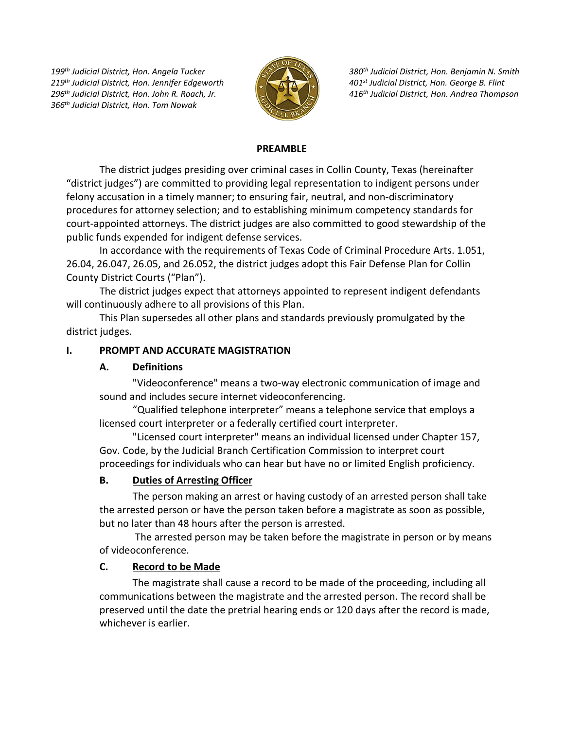*199th Judicial District, Hon. Angela Tucker*
*219th Judicial District, Hon. Jennifer Edgeworth*
*296th Judicial District, Hon. John R. Roach, Jr.*
*366th Judicial District, Hon. Tom Nowak*

*380th Judicial District, Hon. Benjamin N. Smith*
*401st Judicial District, Hon. George B. Flint*
*416th Judicial District, Hon. Andrea Thompson*

**PREAMBLE**

The district judges presiding over criminal cases in Collin County, Texas (hereinafter "district judges") are committed to providing legal representation to indigent persons under felony accusation in a timely manner; to ensuring fair, neutral, and non-discriminatory procedures for attorney selection; and to establishing minimum competency standards for court-appointed attorneys. The district judges are also committed to good stewardship of the public funds expended for indigent defense services.

In accordance with the requirements of Texas Code of Criminal Procedure Arts. 1.051, 26.04, 26.047, 26.05, and 26.052, the district judges adopt this Fair Defense Plan for Collin County District Courts ("Plan").

The district judges expect that attorneys appointed to represent indigent defendants will continuously adhere to all provisions of this Plan.

This Plan supersedes all other plans and standards previously promulgated by the district judges.

## I. PROMPT AND ACCURATE MAGISTRATION

### A. Definitions

"Videoconference" means a two-way electronic communication of image and sound and includes secure internet videoconferencing.

"Qualified telephone interpreter" means a telephone service that employs a licensed court interpreter or a federally certified court interpreter.

"Licensed court interpreter" means an individual licensed under Chapter 157, Gov. Code, by the Judicial Branch Certification Commission to interpret court proceedings for individuals who can hear but have no or limited English proficiency.

### B. Duties of Arresting Officer

The person making an arrest or having custody of an arrested person shall take the arrested person or have the person taken before a magistrate as soon as possible, but no later than 48 hours after the person is arrested.

The arrested person may be taken before the magistrate in person or by means of videoconference.

### C. Record to be Made

The magistrate shall cause a record to be made of the proceeding, including all communications between the magistrate and the arrested person. The record shall be preserved until the date the pretrial hearing ends or 120 days after the record is made, whichever is earlier.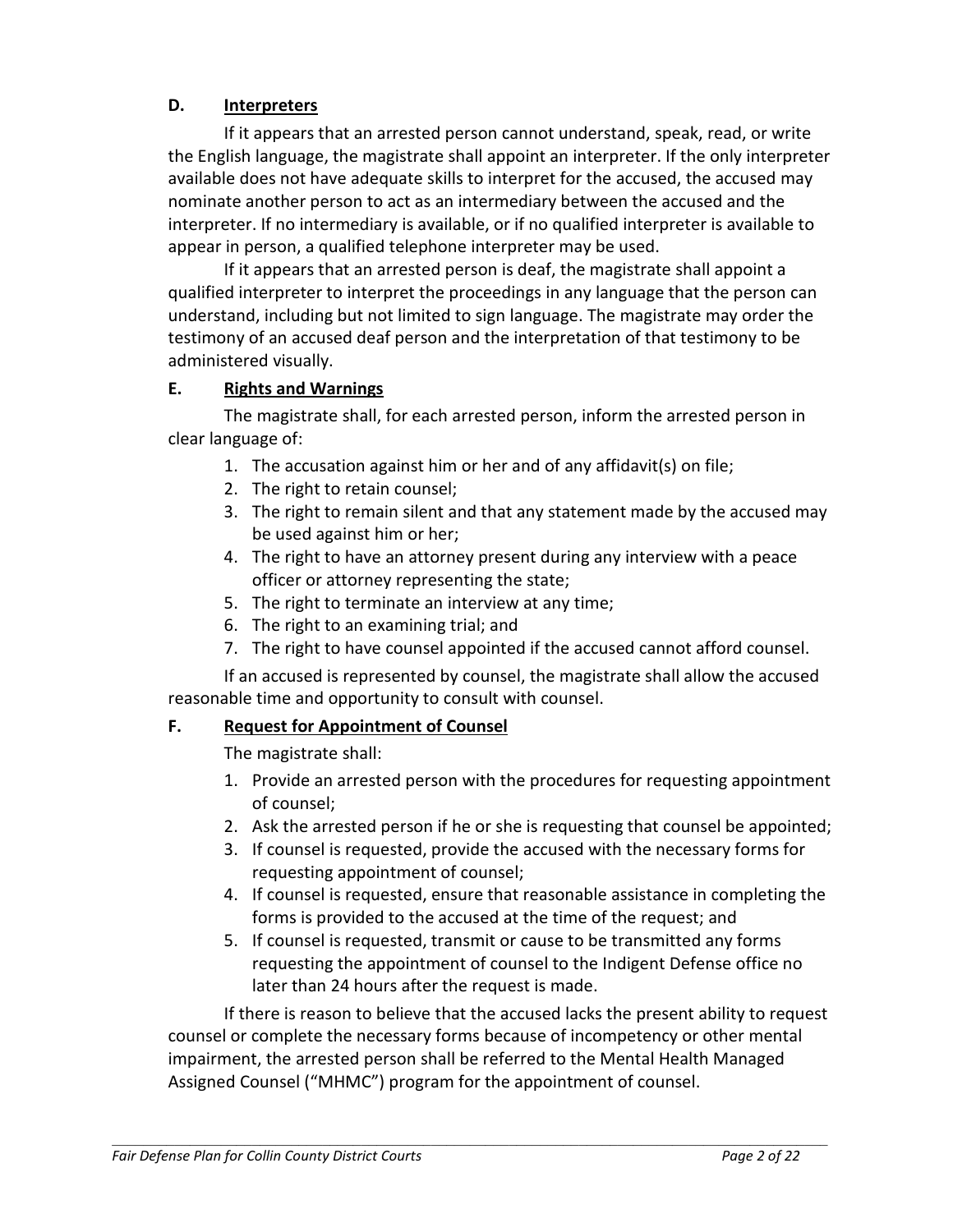### D. Interpreters

If it appears that an arrested person cannot understand, speak, read, or write the English language, the magistrate shall appoint an interpreter. If the only interpreter available does not have adequate skills to interpret for the accused, the accused may nominate another person to act as an intermediary between the accused and the interpreter. If no intermediary is available, or if no qualified interpreter is available to appear in person, a qualified telephone interpreter may be used.

If it appears that an arrested person is deaf, the magistrate shall appoint a qualified interpreter to interpret the proceedings in any language that the person can understand, including but not limited to sign language. The magistrate may order the testimony of an accused deaf person and the interpretation of that testimony to be administered visually.

### E. Rights and Warnings

The magistrate shall, for each arrested person, inform the arrested person in clear language of:

1. The accusation against him or her and of any affidavit(s) on file;
2. The right to retain counsel;
3. The right to remain silent and that any statement made by the accused may be used against him or her;
4. The right to have an attorney present during any interview with a peace officer or attorney representing the state;
5. The right to terminate an interview at any time;
6. The right to an examining trial; and
7. The right to have counsel appointed if the accused cannot afford counsel.

If an accused is represented by counsel, the magistrate shall allow the accused reasonable time and opportunity to consult with counsel.

### F. Request for Appointment of Counsel

The magistrate shall:

1. Provide an arrested person with the procedures for requesting appointment of counsel;
2. Ask the arrested person if he or she is requesting that counsel be appointed;
3. If counsel is requested, provide the accused with the necessary forms for requesting appointment of counsel;
4. If counsel is requested, ensure that reasonable assistance in completing the forms is provided to the accused at the time of the request; and
5. If counsel is requested, transmit or cause to be transmitted any forms requesting the appointment of counsel to the Indigent Defense office no later than 24 hours after the request is made.

If there is reason to believe that the accused lacks the present ability to request counsel or complete the necessary forms because of incompetency or other mental impairment, the arrested person shall be referred to the Mental Health Managed Assigned Counsel ("MHMC") program for the appointment of counsel.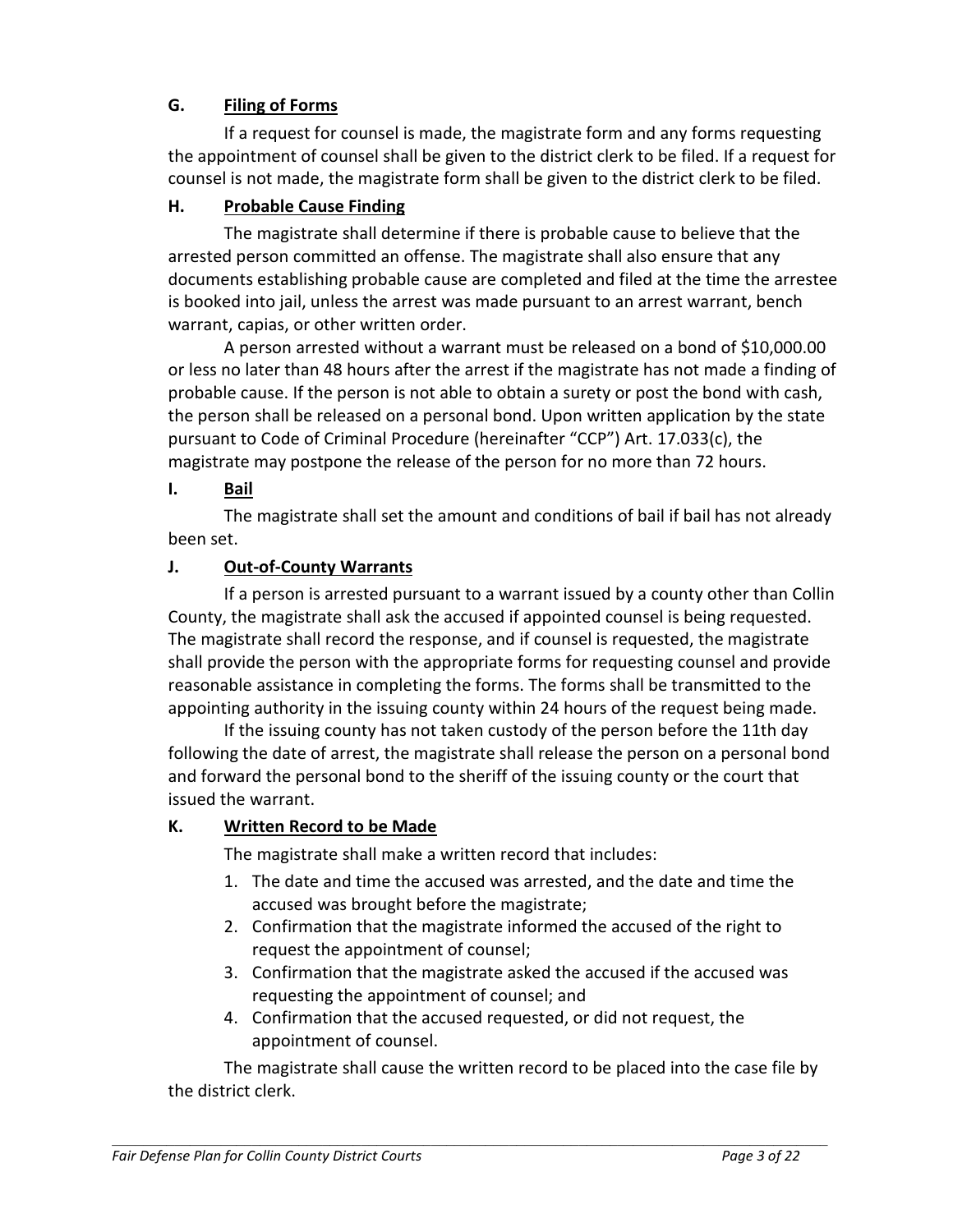### G. Filing of Forms

If a request for counsel is made, the magistrate form and any forms requesting the appointment of counsel shall be given to the district clerk to be filed. If a request for counsel is not made, the magistrate form shall be given to the district clerk to be filed.

### H. Probable Cause Finding

The magistrate shall determine if there is probable cause to believe that the arrested person committed an offense. The magistrate shall also ensure that any documents establishing probable cause are completed and filed at the time the arrestee is booked into jail, unless the arrest was made pursuant to an arrest warrant, bench warrant, capias, or other written order.

A person arrested without a warrant must be released on a bond of $10,000.00 or less no later than 48 hours after the arrest if the magistrate has not made a finding of probable cause. If the person is not able to obtain a surety or post the bond with cash, the person shall be released on a personal bond. Upon written application by the state pursuant to Code of Criminal Procedure (hereinafter "CCP") Art. 17.033(c), the magistrate may postpone the release of the person for no more than 72 hours.

### I. Bail

The magistrate shall set the amount and conditions of bail if bail has not already been set.

### J. Out-of-County Warrants

If a person is arrested pursuant to a warrant issued by a county other than Collin County, the magistrate shall ask the accused if appointed counsel is being requested. The magistrate shall record the response, and if counsel is requested, the magistrate shall provide the person with the appropriate forms for requesting counsel and provide reasonable assistance in completing the forms. The forms shall be transmitted to the appointing authority in the issuing county within 24 hours of the request being made.

If the issuing county has not taken custody of the person before the 11th day following the date of arrest, the magistrate shall release the person on a personal bond and forward the personal bond to the sheriff of the issuing county or the court that issued the warrant.

### K. Written Record to be Made

The magistrate shall make a written record that includes:

1. The date and time the accused was arrested, and the date and time the accused was brought before the magistrate;
2. Confirmation that the magistrate informed the accused of the right to request the appointment of counsel;
3. Confirmation that the magistrate asked the accused if the accused was requesting the appointment of counsel; and
4. Confirmation that the accused requested, or did not request, the appointment of counsel.

The magistrate shall cause the written record to be placed into the case file by the district clerk.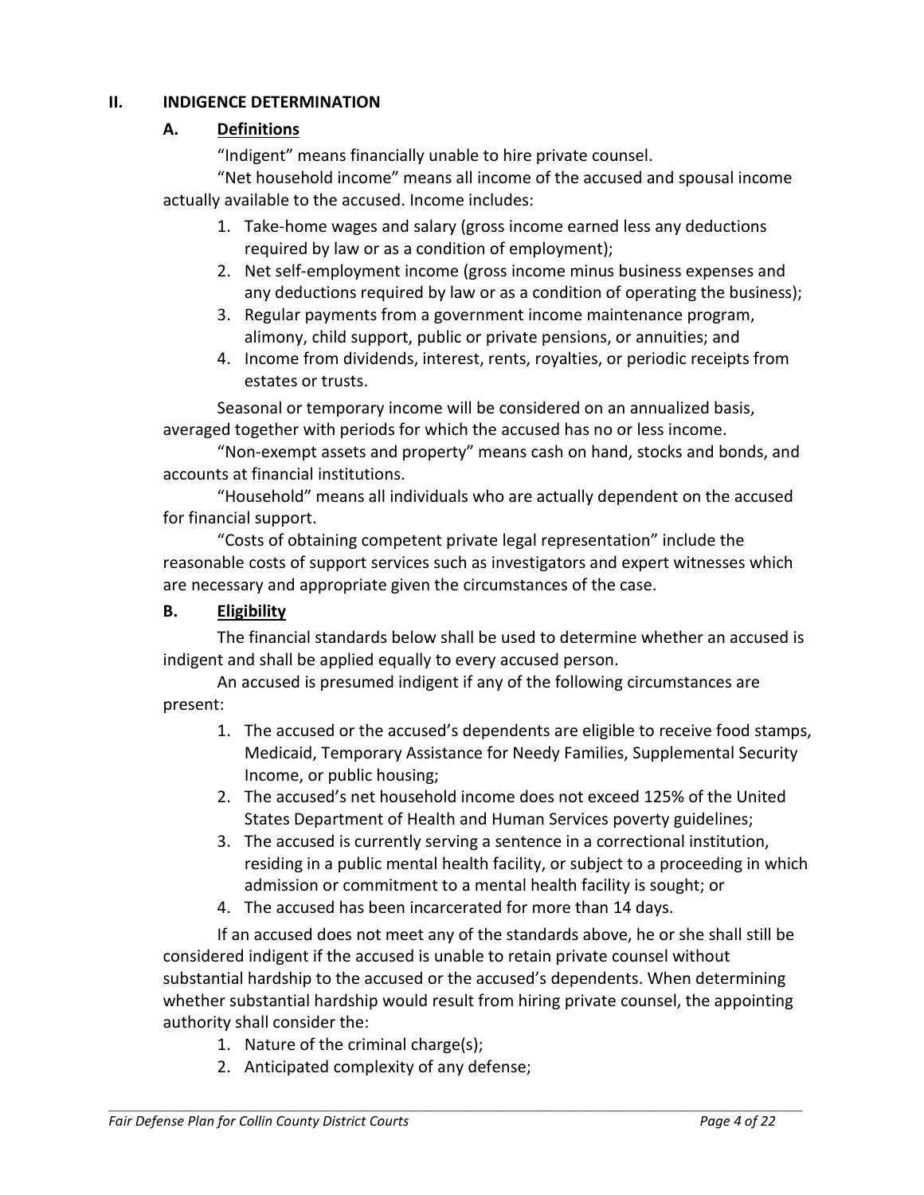## II. INDIGENCE DETERMINATION

### A. Definitions

"Indigent" means financially unable to hire private counsel.

"Net household income" means all income of the accused and spousal income actually available to the accused. Income includes:

1. Take-home wages and salary (gross income earned less any deductions required by law or as a condition of employment);
2. Net self-employment income (gross income minus business expenses and any deductions required by law or as a condition of operating the business);
3. Regular payments from a government income maintenance program, alimony, child support, public or private pensions, or annuities; and
4. Income from dividends, interest, rents, royalties, or periodic receipts from estates or trusts.

Seasonal or temporary income will be considered on an annualized basis, averaged together with periods for which the accused has no or less income.

"Non-exempt assets and property" means cash on hand, stocks and bonds, and accounts at financial institutions.

"Household" means all individuals who are actually dependent on the accused for financial support.

"Costs of obtaining competent private legal representation" include the reasonable costs of support services such as investigators and expert witnesses which are necessary and appropriate given the circumstances of the case.

### B. Eligibility

The financial standards below shall be used to determine whether an accused is indigent and shall be applied equally to every accused person.

An accused is presumed indigent if any of the following circumstances are present:

1. The accused or the accused's dependents are eligible to receive food stamps, Medicaid, Temporary Assistance for Needy Families, Supplemental Security Income, or public housing;
2. The accused's net household income does not exceed 125% of the United States Department of Health and Human Services poverty guidelines;
3. The accused is currently serving a sentence in a correctional institution, residing in a public mental health facility, or subject to a proceeding in which admission or commitment to a mental health facility is sought; or
4. The accused has been incarcerated for more than 14 days.

If an accused does not meet any of the standards above, he or she shall still be considered indigent if the accused is unable to retain private counsel without substantial hardship to the accused or the accused's dependents. When determining whether substantial hardship would result from hiring private counsel, the appointing authority shall consider the:

1. Nature of the criminal charge(s);
2. Anticipated complexity of any defense;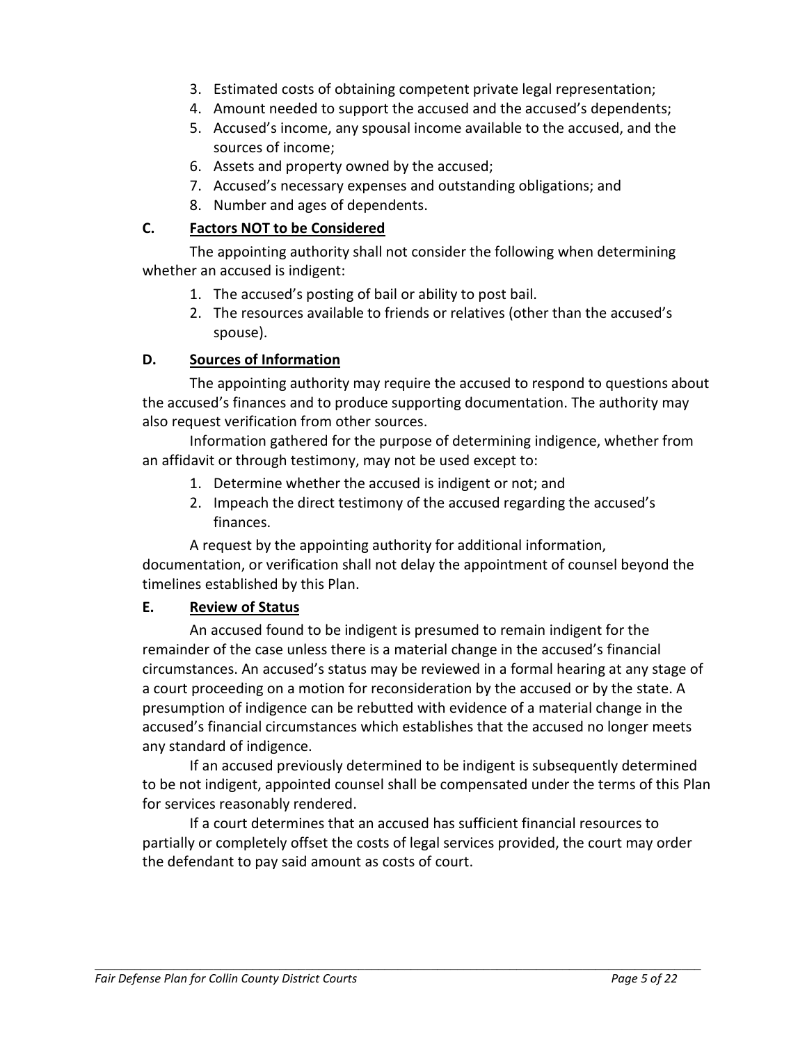3. Estimated costs of obtaining competent private legal representation;
4. Amount needed to support the accused and the accused's dependents;
5. Accused's income, any spousal income available to the accused, and the sources of income;
6. Assets and property owned by the accused;
7. Accused's necessary expenses and outstanding obligations; and
8. Number and ages of dependents.

### C. Factors NOT to be Considered

The appointing authority shall not consider the following when determining whether an accused is indigent:

1. The accused's posting of bail or ability to post bail.
2. The resources available to friends or relatives (other than the accused's spouse).

### D. Sources of Information

The appointing authority may require the accused to respond to questions about the accused's finances and to produce supporting documentation. The authority may also request verification from other sources.

Information gathered for the purpose of determining indigence, whether from an affidavit or through testimony, may not be used except to:

1. Determine whether the accused is indigent or not; and
2. Impeach the direct testimony of the accused regarding the accused's finances.

A request by the appointing authority for additional information, documentation, or verification shall not delay the appointment of counsel beyond the timelines established by this Plan.

### E. Review of Status

An accused found to be indigent is presumed to remain indigent for the remainder of the case unless there is a material change in the accused's financial circumstances. An accused's status may be reviewed in a formal hearing at any stage of a court proceeding on a motion for reconsideration by the accused or by the state. A presumption of indigence can be rebutted with evidence of a material change in the accused's financial circumstances which establishes that the accused no longer meets any standard of indigence.

If an accused previously determined to be indigent is subsequently determined to be not indigent, appointed counsel shall be compensated under the terms of this Plan for services reasonably rendered.

If a court determines that an accused has sufficient financial resources to partially or completely offset the costs of legal services provided, the court may order the defendant to pay said amount as costs of court.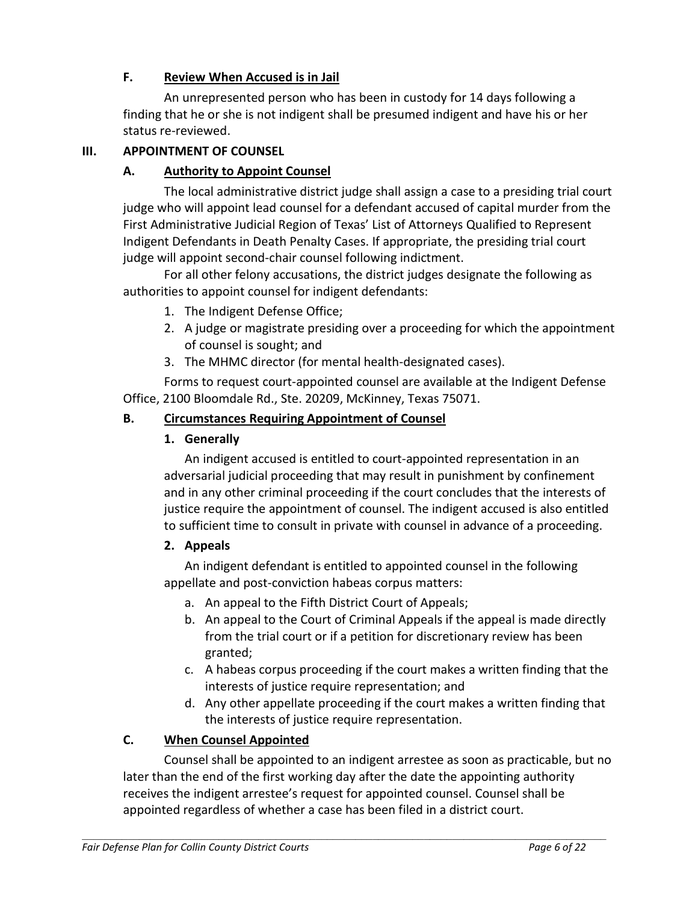### F. Review When Accused is in Jail

An unrepresented person who has been in custody for 14 days following a finding that he or she is not indigent shall be presumed indigent and have his or her status re-reviewed.

## III. APPOINTMENT OF COUNSEL

### A. Authority to Appoint Counsel

The local administrative district judge shall assign a case to a presiding trial court judge who will appoint lead counsel for a defendant accused of capital murder from the First Administrative Judicial Region of Texas' List of Attorneys Qualified to Represent Indigent Defendants in Death Penalty Cases. If appropriate, the presiding trial court judge will appoint second-chair counsel following indictment.

For all other felony accusations, the district judges designate the following as authorities to appoint counsel for indigent defendants:

1. The Indigent Defense Office;
2. A judge or magistrate presiding over a proceeding for which the appointment of counsel is sought; and
3. The MHMC director (for mental health-designated cases).

Forms to request court-appointed counsel are available at the Indigent Defense Office, 2100 Bloomdale Rd., Ste. 20209, McKinney, Texas 75071.

### B. Circumstances Requiring Appointment of Counsel

#### 1. Generally

An indigent accused is entitled to court-appointed representation in an adversarial judicial proceeding that may result in punishment by confinement and in any other criminal proceeding if the court concludes that the interests of justice require the appointment of counsel. The indigent accused is also entitled to sufficient time to consult in private with counsel in advance of a proceeding.

#### 2. Appeals

An indigent defendant is entitled to appointed counsel in the following appellate and post-conviction habeas corpus matters:

a. An appeal to the Fifth District Court of Appeals;
b. An appeal to the Court of Criminal Appeals if the appeal is made directly from the trial court or if a petition for discretionary review has been granted;
c. A habeas corpus proceeding if the court makes a written finding that the interests of justice require representation; and
d. Any other appellate proceeding if the court makes a written finding that the interests of justice require representation.

### C. When Counsel Appointed

Counsel shall be appointed to an indigent arrestee as soon as practicable, but no later than the end of the first working day after the date the appointing authority receives the indigent arrestee's request for appointed counsel. Counsel shall be appointed regardless of whether a case has been filed in a district court.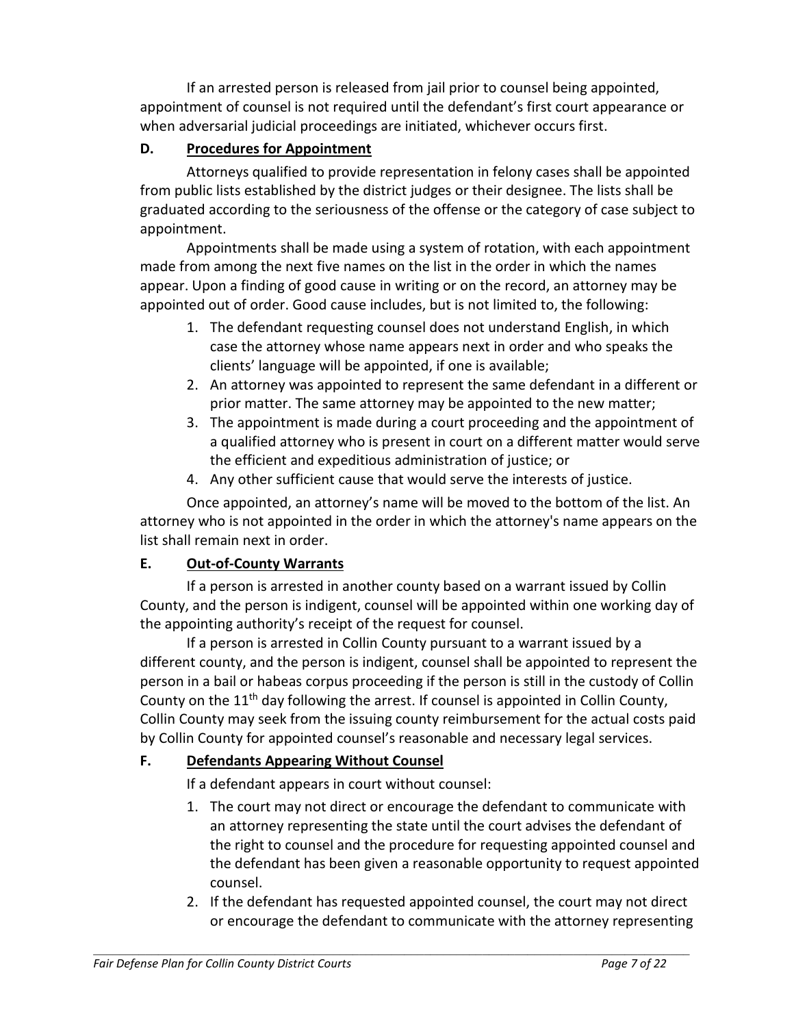If an arrested person is released from jail prior to counsel being appointed, appointment of counsel is not required until the defendant's first court appearance or when adversarial judicial proceedings are initiated, whichever occurs first.

### D. Procedures for Appointment

Attorneys qualified to provide representation in felony cases shall be appointed from public lists established by the district judges or their designee. The lists shall be graduated according to the seriousness of the offense or the category of case subject to appointment.

Appointments shall be made using a system of rotation, with each appointment made from among the next five names on the list in the order in which the names appear. Upon a finding of good cause in writing or on the record, an attorney may be appointed out of order. Good cause includes, but is not limited to, the following:

1. The defendant requesting counsel does not understand English, in which case the attorney whose name appears next in order and who speaks the clients' language will be appointed, if one is available;
2. An attorney was appointed to represent the same defendant in a different or prior matter. The same attorney may be appointed to the new matter;
3. The appointment is made during a court proceeding and the appointment of a qualified attorney who is present in court on a different matter would serve the efficient and expeditious administration of justice; or
4. Any other sufficient cause that would serve the interests of justice.

Once appointed, an attorney's name will be moved to the bottom of the list. An attorney who is not appointed in the order in which the attorney's name appears on the list shall remain next in order.

### E. Out-of-County Warrants

If a person is arrested in another county based on a warrant issued by Collin County, and the person is indigent, counsel will be appointed within one working day of the appointing authority's receipt of the request for counsel.

If a person is arrested in Collin County pursuant to a warrant issued by a different county, and the person is indigent, counsel shall be appointed to represent the person in a bail or habeas corpus proceeding if the person is still in the custody of Collin County on the 11th day following the arrest. If counsel is appointed in Collin County, Collin County may seek from the issuing county reimbursement for the actual costs paid by Collin County for appointed counsel's reasonable and necessary legal services.

### F. Defendants Appearing Without Counsel

If a defendant appears in court without counsel:

1. The court may not direct or encourage the defendant to communicate with an attorney representing the state until the court advises the defendant of the right to counsel and the procedure for requesting appointed counsel and the defendant has been given a reasonable opportunity to request appointed counsel.
2. If the defendant has requested appointed counsel, the court may not direct or encourage the defendant to communicate with the attorney representing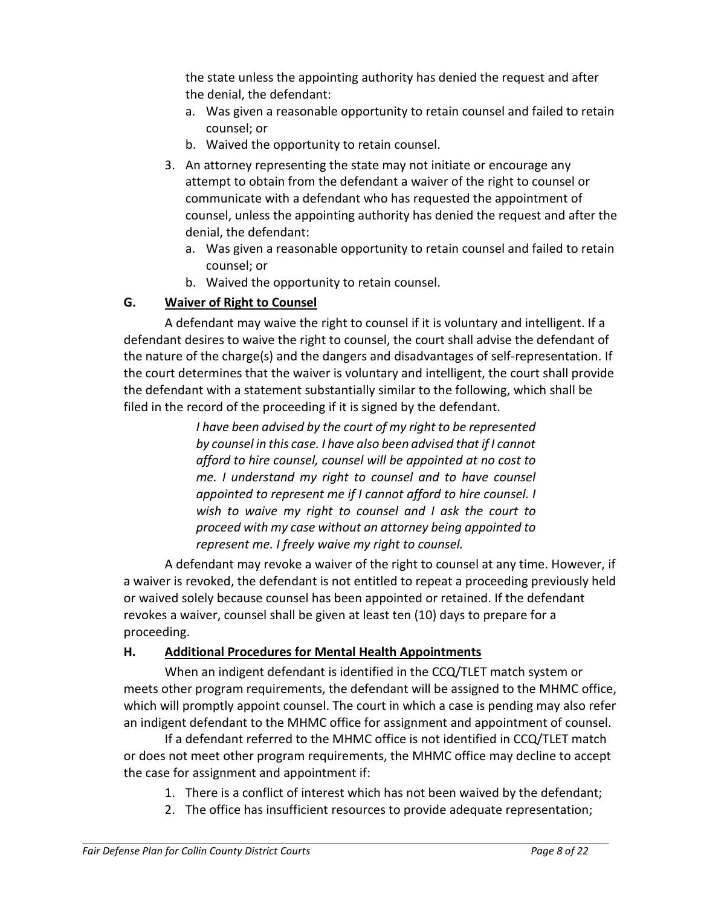the state unless the appointing authority has denied the request and after the denial, the defendant:

   a. Was given a reasonable opportunity to retain counsel and failed to retain counsel; or
   b. Waived the opportunity to retain counsel.

3. An attorney representing the state may not initiate or encourage any attempt to obtain from the defendant a waiver of the right to counsel or communicate with a defendant who has requested the appointment of counsel, unless the appointing authority has denied the request and after the denial, the defendant:
   a. Was given a reasonable opportunity to retain counsel and failed to retain counsel; or
   b. Waived the opportunity to retain counsel.

## G. Waiver of Right to Counsel

A defendant may waive the right to counsel if it is voluntary and intelligent. If a defendant desires to waive the right to counsel, the court shall advise the defendant of the nature of the charge(s) and the dangers and disadvantages of self-representation. If the court determines that the waiver is voluntary and intelligent, the court shall provide the defendant with a statement substantially similar to the following, which shall be filed in the record of the proceeding if it is signed by the defendant.

> *I have been advised by the court of my right to be represented by counsel in this case. I have also been advised that if I cannot afford to hire counsel, counsel will be appointed at no cost to me. I understand my right to counsel and to have counsel appointed to represent me if I cannot afford to hire counsel. I wish to waive my right to counsel and I ask the court to proceed with my case without an attorney being appointed to represent me. I freely waive my right to counsel.*

A defendant may revoke a waiver of the right to counsel at any time. However, if a waiver is revoked, the defendant is not entitled to repeat a proceeding previously held or waived solely because counsel has been appointed or retained. If the defendant revokes a waiver, counsel shall be given at least ten (10) days to prepare for a proceeding.

## H. Additional Procedures for Mental Health Appointments

When an indigent defendant is identified in the CCQ/TLET match system or meets other program requirements, the defendant will be assigned to the MHMC office, which will promptly appoint counsel. The court in which a case is pending may also refer an indigent defendant to the MHMC office for assignment and appointment of counsel.

If a defendant referred to the MHMC office is not identified in CCQ/TLET match or does not meet other program requirements, the MHMC office may decline to accept the case for assignment and appointment if:

1. There is a conflict of interest which has not been waived by the defendant;
2. The office has insufficient resources to provide adequate representation;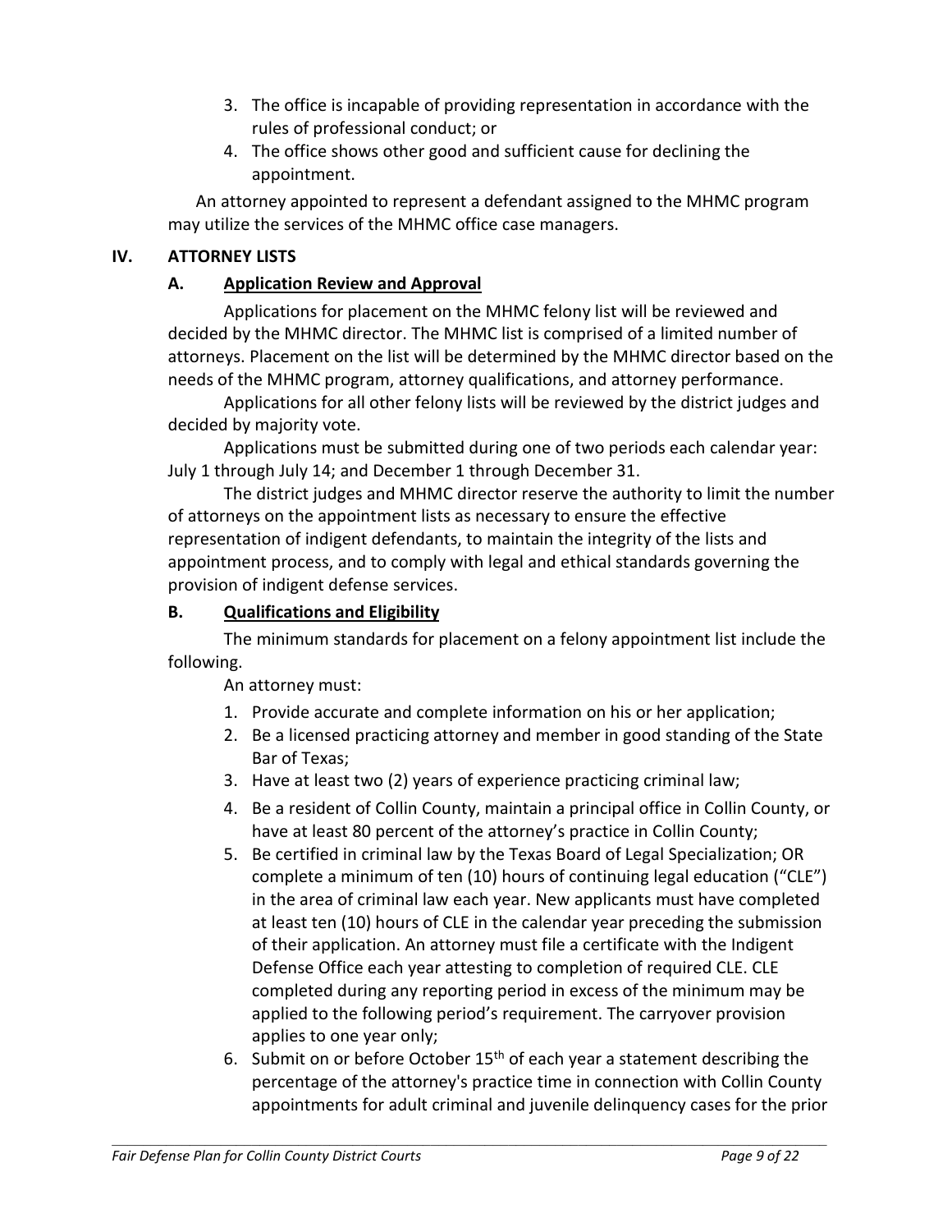3. The office is incapable of providing representation in accordance with the rules of professional conduct; or
4. The office shows other good and sufficient cause for declining the appointment.

An attorney appointed to represent a defendant assigned to the MHMC program may utilize the services of the MHMC office case managers.

## IV. ATTORNEY LISTS

### A. Application Review and Approval

Applications for placement on the MHMC felony list will be reviewed and decided by the MHMC director. The MHMC list is comprised of a limited number of attorneys. Placement on the list will be determined by the MHMC director based on the needs of the MHMC program, attorney qualifications, and attorney performance.

Applications for all other felony lists will be reviewed by the district judges and decided by majority vote.

Applications must be submitted during one of two periods each calendar year: July 1 through July 14; and December 1 through December 31.

The district judges and MHMC director reserve the authority to limit the number of attorneys on the appointment lists as necessary to ensure the effective representation of indigent defendants, to maintain the integrity of the lists and appointment process, and to comply with legal and ethical standards governing the provision of indigent defense services.

### B. Qualifications and Eligibility

The minimum standards for placement on a felony appointment list include the following.

An attorney must:

1. Provide accurate and complete information on his or her application;
2. Be a licensed practicing attorney and member in good standing of the State Bar of Texas;
3. Have at least two (2) years of experience practicing criminal law;
4. Be a resident of Collin County, maintain a principal office in Collin County, or have at least 80 percent of the attorney's practice in Collin County;
5. Be certified in criminal law by the Texas Board of Legal Specialization; OR complete a minimum of ten (10) hours of continuing legal education ("CLE") in the area of criminal law each year. New applicants must have completed at least ten (10) hours of CLE in the calendar year preceding the submission of their application. An attorney must file a certificate with the Indigent Defense Office each year attesting to completion of required CLE. CLE completed during any reporting period in excess of the minimum may be applied to the following period's requirement. The carryover provision applies to one year only;
6. Submit on or before October 15th of each year a statement describing the percentage of the attorney's practice time in connection with Collin County appointments for adult criminal and juvenile delinquency cases for the prior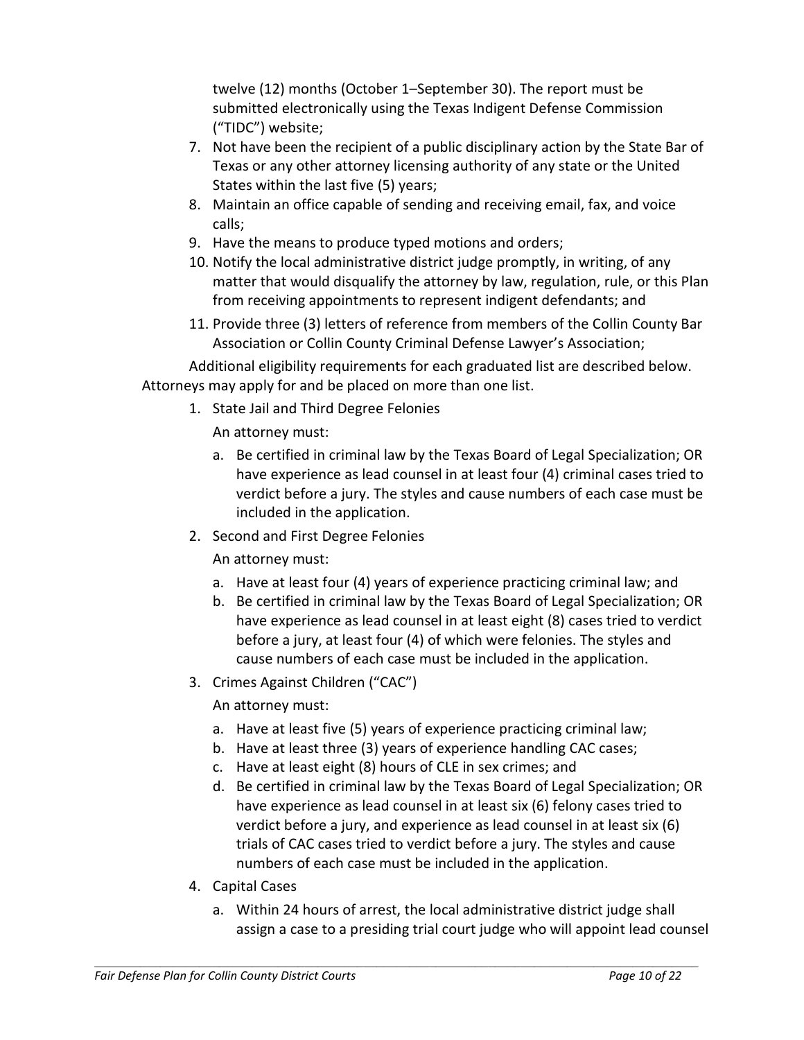twelve (12) months (October 1–September 30). The report must be submitted electronically using the Texas Indigent Defense Commission ("TIDC") website;

7. Not have been the recipient of a public disciplinary action by the State Bar of Texas or any other attorney licensing authority of any state or the United States within the last five (5) years;
8. Maintain an office capable of sending and receiving email, fax, and voice calls;
9. Have the means to produce typed motions and orders;
10. Notify the local administrative district judge promptly, in writing, of any matter that would disqualify the attorney by law, regulation, rule, or this Plan from receiving appointments to represent indigent defendants; and
11. Provide three (3) letters of reference from members of the Collin County Bar Association or Collin County Criminal Defense Lawyer's Association;

Additional eligibility requirements for each graduated list are described below. Attorneys may apply for and be placed on more than one list.

1. State Jail and Third Degree Felonies

   An attorney must:

   a. Be certified in criminal law by the Texas Board of Legal Specialization; OR have experience as lead counsel in at least four (4) criminal cases tried to verdict before a jury. The styles and cause numbers of each case must be included in the application.

2. Second and First Degree Felonies

   An attorney must:

   a. Have at least four (4) years of experience practicing criminal law; and
   b. Be certified in criminal law by the Texas Board of Legal Specialization; OR have experience as lead counsel in at least eight (8) cases tried to verdict before a jury, at least four (4) of which were felonies. The styles and cause numbers of each case must be included in the application.

3. Crimes Against Children ("CAC")

   An attorney must:

   a. Have at least five (5) years of experience practicing criminal law;
   b. Have at least three (3) years of experience handling CAC cases;
   c. Have at least eight (8) hours of CLE in sex crimes; and
   d. Be certified in criminal law by the Texas Board of Legal Specialization; OR have experience as lead counsel in at least six (6) felony cases tried to verdict before a jury, and experience as lead counsel in at least six (6) trials of CAC cases tried to verdict before a jury. The styles and cause numbers of each case must be included in the application.

4. Capital Cases

   a. Within 24 hours of arrest, the local administrative district judge shall assign a case to a presiding trial court judge who will appoint lead counsel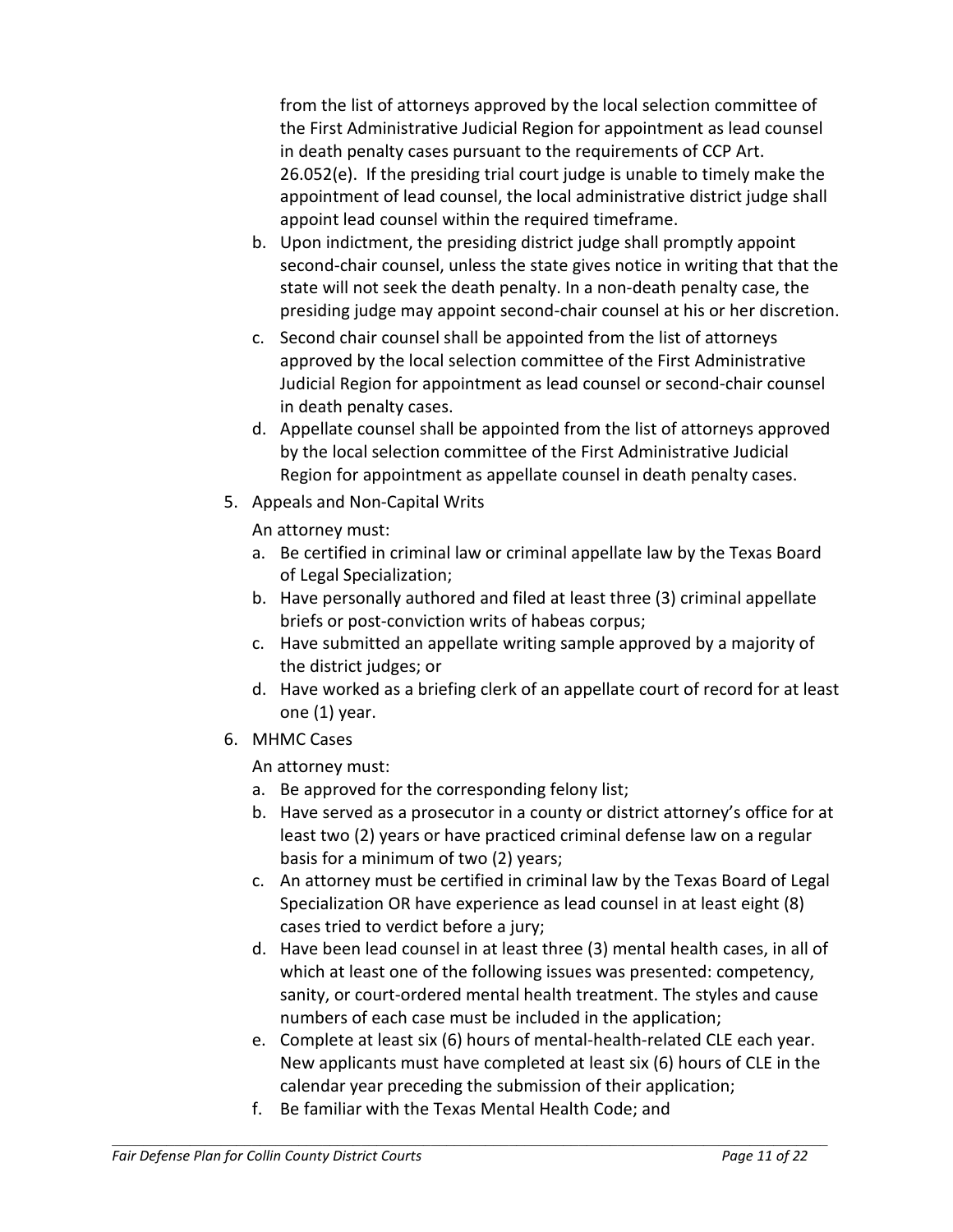from the list of attorneys approved by the local selection committee of the First Administrative Judicial Region for appointment as lead counsel in death penalty cases pursuant to the requirements of CCP Art. 26.052(e). If the presiding trial court judge is unable to timely make the appointment of lead counsel, the local administrative district judge shall appoint lead counsel within the required timeframe.

b. Upon indictment, the presiding district judge shall promptly appoint second-chair counsel, unless the state gives notice in writing that that the state will not seek the death penalty. In a non-death penalty case, the presiding judge may appoint second-chair counsel at his or her discretion.

c. Second chair counsel shall be appointed from the list of attorneys approved by the local selection committee of the First Administrative Judicial Region for appointment as lead counsel or second-chair counsel in death penalty cases.

d. Appellate counsel shall be appointed from the list of attorneys approved by the local selection committee of the First Administrative Judicial Region for appointment as appellate counsel in death penalty cases.

5. Appeals and Non-Capital Writs

   An attorney must:

   a. Be certified in criminal law or criminal appellate law by the Texas Board of Legal Specialization;
   b. Have personally authored and filed at least three (3) criminal appellate briefs or post-conviction writs of habeas corpus;
   c. Have submitted an appellate writing sample approved by a majority of the district judges; or
   d. Have worked as a briefing clerk of an appellate court of record for at least one (1) year.

6. MHMC Cases

   An attorney must:

   a. Be approved for the corresponding felony list;
   b. Have served as a prosecutor in a county or district attorney's office for at least two (2) years or have practiced criminal defense law on a regular basis for a minimum of two (2) years;
   c. An attorney must be certified in criminal law by the Texas Board of Legal Specialization OR have experience as lead counsel in at least eight (8) cases tried to verdict before a jury;
   d. Have been lead counsel in at least three (3) mental health cases, in all of which at least one of the following issues was presented: competency, sanity, or court-ordered mental health treatment. The styles and cause numbers of each case must be included in the application;
   e. Complete at least six (6) hours of mental-health-related CLE each year. New applicants must have completed at least six (6) hours of CLE in the calendar year preceding the submission of their application;
   f. Be familiar with the Texas Mental Health Code; and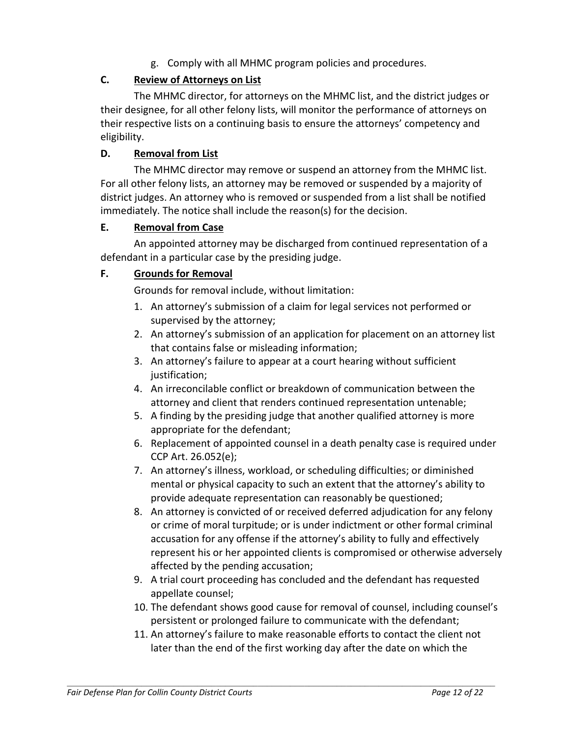g. Comply with all MHMC program policies and procedures.

### C. **Review of Attorneys on List**

The MHMC director, for attorneys on the MHMC list, and the district judges or their designee, for all other felony lists, will monitor the performance of attorneys on their respective lists on a continuing basis to ensure the attorneys' competency and eligibility.

### D. **Removal from List**

The MHMC director may remove or suspend an attorney from the MHMC list. For all other felony lists, an attorney may be removed or suspended by a majority of district judges. An attorney who is removed or suspended from a list shall be notified immediately. The notice shall include the reason(s) for the decision.

### E. **Removal from Case**

An appointed attorney may be discharged from continued representation of a defendant in a particular case by the presiding judge.

### F. **Grounds for Removal**

Grounds for removal include, without limitation:

1. An attorney's submission of a claim for legal services not performed or supervised by the attorney;
2. An attorney's submission of an application for placement on an attorney list that contains false or misleading information;
3. An attorney's failure to appear at a court hearing without sufficient justification;
4. An irreconcilable conflict or breakdown of communication between the attorney and client that renders continued representation untenable;
5. A finding by the presiding judge that another qualified attorney is more appropriate for the defendant;
6. Replacement of appointed counsel in a death penalty case is required under CCP Art. 26.052(e);
7. An attorney's illness, workload, or scheduling difficulties; or diminished mental or physical capacity to such an extent that the attorney's ability to provide adequate representation can reasonably be questioned;
8. An attorney is convicted of or received deferred adjudication for any felony or crime of moral turpitude; or is under indictment or other formal criminal accusation for any offense if the attorney's ability to fully and effectively represent his or her appointed clients is compromised or otherwise adversely affected by the pending accusation;
9. A trial court proceeding has concluded and the defendant has requested appellate counsel;
10. The defendant shows good cause for removal of counsel, including counsel's persistent or prolonged failure to communicate with the defendant;
11. An attorney's failure to make reasonable efforts to contact the client not later than the end of the first working day after the date on which the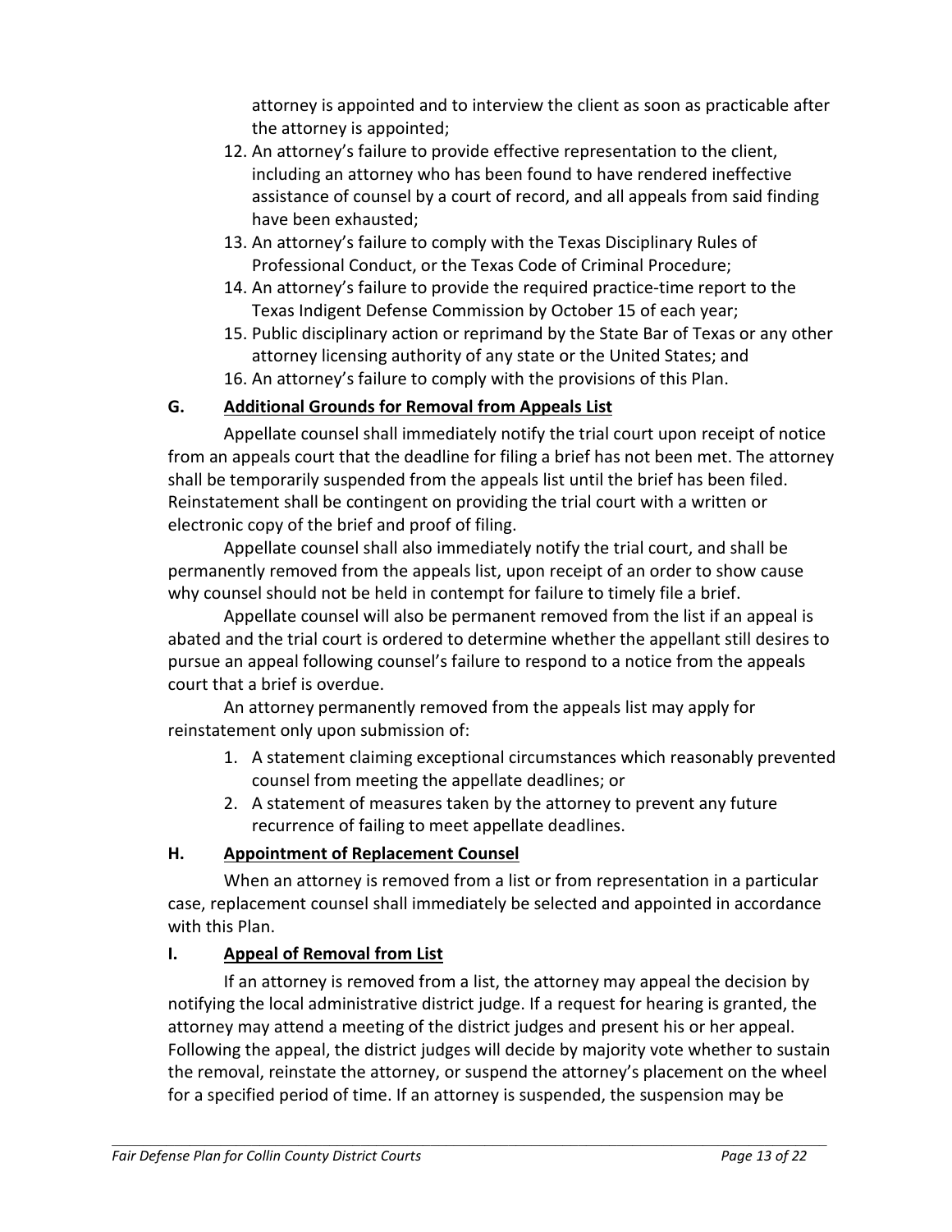attorney is appointed and to interview the client as soon as practicable after the attorney is appointed;

12. An attorney's failure to provide effective representation to the client, including an attorney who has been found to have rendered ineffective assistance of counsel by a court of record, and all appeals from said finding have been exhausted;
13. An attorney's failure to comply with the Texas Disciplinary Rules of Professional Conduct, or the Texas Code of Criminal Procedure;
14. An attorney's failure to provide the required practice-time report to the Texas Indigent Defense Commission by October 15 of each year;
15. Public disciplinary action or reprimand by the State Bar of Texas or any other attorney licensing authority of any state or the United States; and
16. An attorney's failure to comply with the provisions of this Plan.

### G. Additional Grounds for Removal from Appeals List

Appellate counsel shall immediately notify the trial court upon receipt of notice from an appeals court that the deadline for filing a brief has not been met. The attorney shall be temporarily suspended from the appeals list until the brief has been filed. Reinstatement shall be contingent on providing the trial court with a written or electronic copy of the brief and proof of filing.

Appellate counsel shall also immediately notify the trial court, and shall be permanently removed from the appeals list, upon receipt of an order to show cause why counsel should not be held in contempt for failure to timely file a brief.

Appellate counsel will also be permanent removed from the list if an appeal is abated and the trial court is ordered to determine whether the appellant still desires to pursue an appeal following counsel's failure to respond to a notice from the appeals court that a brief is overdue.

An attorney permanently removed from the appeals list may apply for reinstatement only upon submission of:

1. A statement claiming exceptional circumstances which reasonably prevented counsel from meeting the appellate deadlines; or
2. A statement of measures taken by the attorney to prevent any future recurrence of failing to meet appellate deadlines.

### H. Appointment of Replacement Counsel

When an attorney is removed from a list or from representation in a particular case, replacement counsel shall immediately be selected and appointed in accordance with this Plan.

### I. Appeal of Removal from List

If an attorney is removed from a list, the attorney may appeal the decision by notifying the local administrative district judge. If a request for hearing is granted, the attorney may attend a meeting of the district judges and present his or her appeal. Following the appeal, the district judges will decide by majority vote whether to sustain the removal, reinstate the attorney, or suspend the attorney's placement on the wheel for a specified period of time. If an attorney is suspended, the suspension may be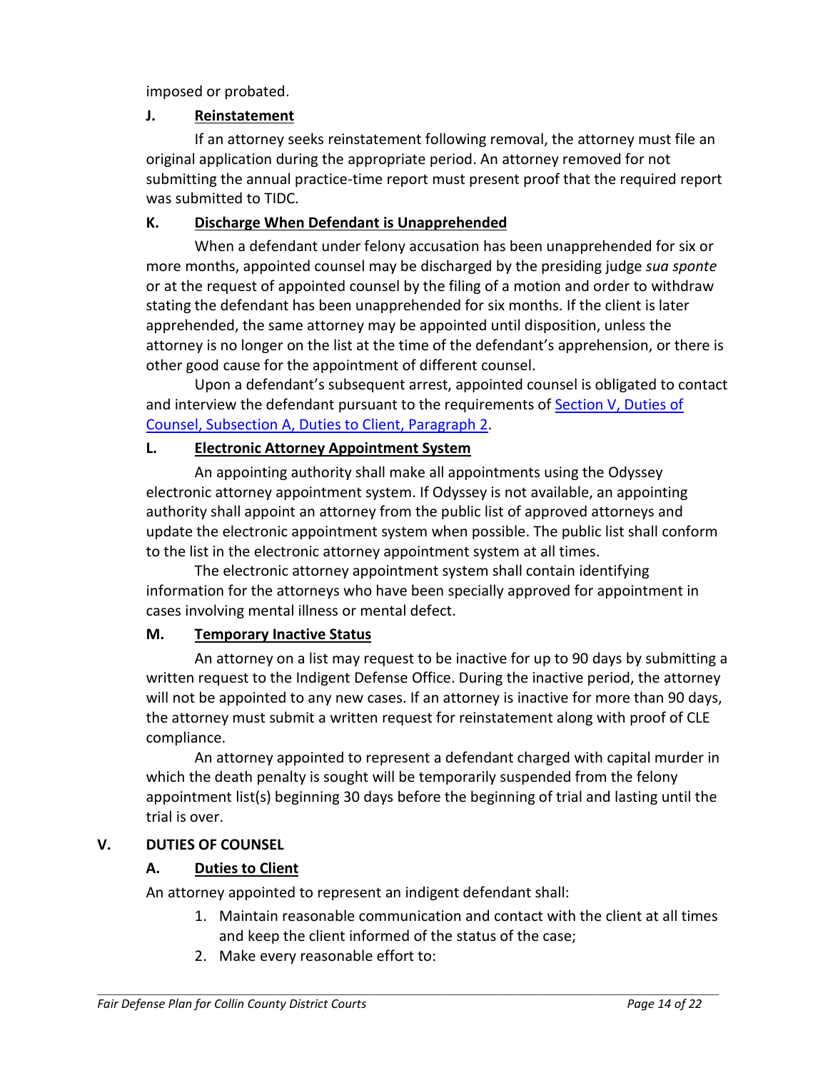imposed or probated.

### J. Reinstatement

If an attorney seeks reinstatement following removal, the attorney must file an original application during the appropriate period. An attorney removed for not submitting the annual practice-time report must present proof that the required report was submitted to TIDC.

### K. Discharge When Defendant is Unapprehended

When a defendant under felony accusation has been unapprehended for six or more months, appointed counsel may be discharged by the presiding judge *sua sponte* or at the request of appointed counsel by the filing of a motion and order to withdraw stating the defendant has been unapprehended for six months. If the client is later apprehended, the same attorney may be appointed until disposition, unless the attorney is no longer on the list at the time of the defendant's apprehension, or there is other good cause for the appointment of different counsel.

Upon a defendant's subsequent arrest, appointed counsel is obligated to contact and interview the defendant pursuant to the requirements of Section V, Duties of Counsel, Subsection A, Duties to Client, Paragraph 2.

### L. Electronic Attorney Appointment System

An appointing authority shall make all appointments using the Odyssey electronic attorney appointment system. If Odyssey is not available, an appointing authority shall appoint an attorney from the public list of approved attorneys and update the electronic appointment system when possible. The public list shall conform to the list in the electronic attorney appointment system at all times.

The electronic attorney appointment system shall contain identifying information for the attorneys who have been specially approved for appointment in cases involving mental illness or mental defect.

### M. Temporary Inactive Status

An attorney on a list may request to be inactive for up to 90 days by submitting a written request to the Indigent Defense Office. During the inactive period, the attorney will not be appointed to any new cases. If an attorney is inactive for more than 90 days, the attorney must submit a written request for reinstatement along with proof of CLE compliance.

An attorney appointed to represent a defendant charged with capital murder in which the death penalty is sought will be temporarily suspended from the felony appointment list(s) beginning 30 days before the beginning of trial and lasting until the trial is over.

## V. DUTIES OF COUNSEL

### A. Duties to Client

An attorney appointed to represent an indigent defendant shall:

1. Maintain reasonable communication and contact with the client at all times and keep the client informed of the status of the case;
2. Make every reasonable effort to: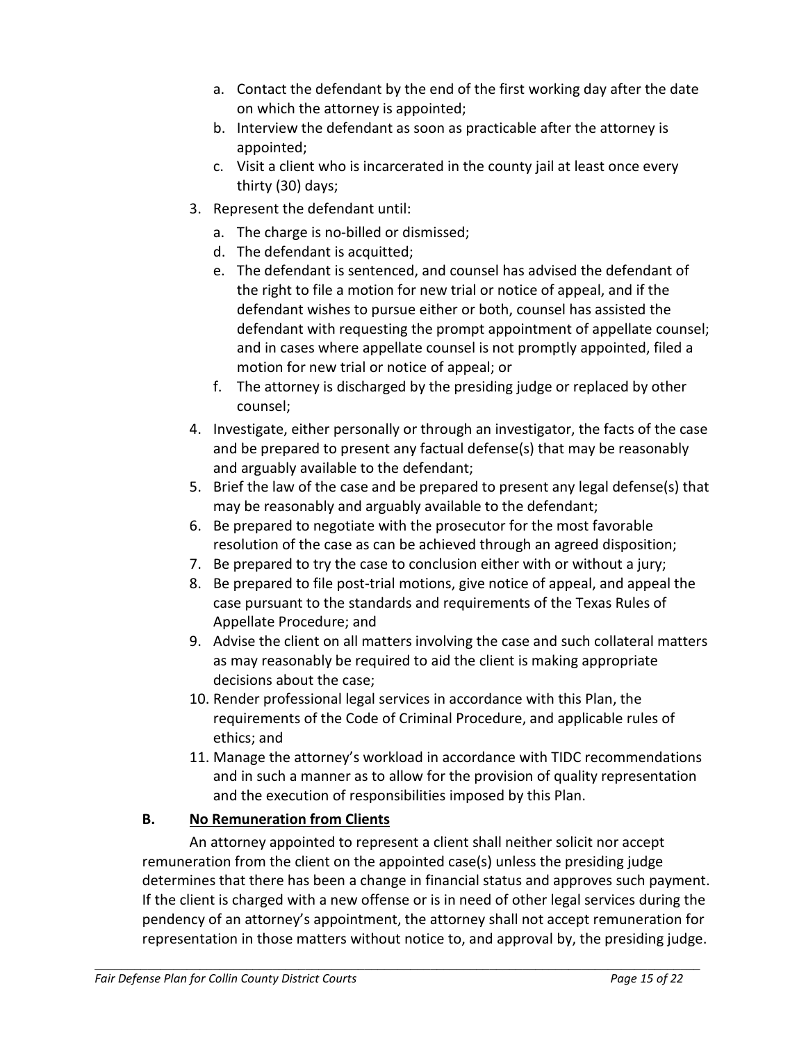a. Contact the defendant by the end of the first working day after the date on which the attorney is appointed;
   b. Interview the defendant as soon as practicable after the attorney is appointed;
   c. Visit a client who is incarcerated in the county jail at least once every thirty (30) days;

3. Represent the defendant until:
   a. The charge is no-billed or dismissed;
   d. The defendant is acquitted;
   e. The defendant is sentenced, and counsel has advised the defendant of the right to file a motion for new trial or notice of appeal, and if the defendant wishes to pursue either or both, counsel has assisted the defendant with requesting the prompt appointment of appellate counsel; and in cases where appellate counsel is not promptly appointed, filed a motion for new trial or notice of appeal; or
   f. The attorney is discharged by the presiding judge or replaced by other counsel;
4. Investigate, either personally or through an investigator, the facts of the case and be prepared to present any factual defense(s) that may be reasonably and arguably available to the defendant;
5. Brief the law of the case and be prepared to present any legal defense(s) that may be reasonably and arguably available to the defendant;
6. Be prepared to negotiate with the prosecutor for the most favorable resolution of the case as can be achieved through an agreed disposition;
7. Be prepared to try the case to conclusion either with or without a jury;
8. Be prepared to file post-trial motions, give notice of appeal, and appeal the case pursuant to the standards and requirements of the Texas Rules of Appellate Procedure; and
9. Advise the client on all matters involving the case and such collateral matters as may reasonably be required to aid the client is making appropriate decisions about the case;
10. Render professional legal services in accordance with this Plan, the requirements of the Code of Criminal Procedure, and applicable rules of ethics; and
11. Manage the attorney's workload in accordance with TIDC recommendations and in such a manner as to allow for the provision of quality representation and the execution of responsibilities imposed by this Plan.

### B. <u>No Remuneration from Clients</u>

An attorney appointed to represent a client shall neither solicit nor accept remuneration from the client on the appointed case(s) unless the presiding judge determines that there has been a change in financial status and approves such payment. If the client is charged with a new offense or is in need of other legal services during the pendency of an attorney's appointment, the attorney shall not accept remuneration for representation in those matters without notice to, and approval by, the presiding judge.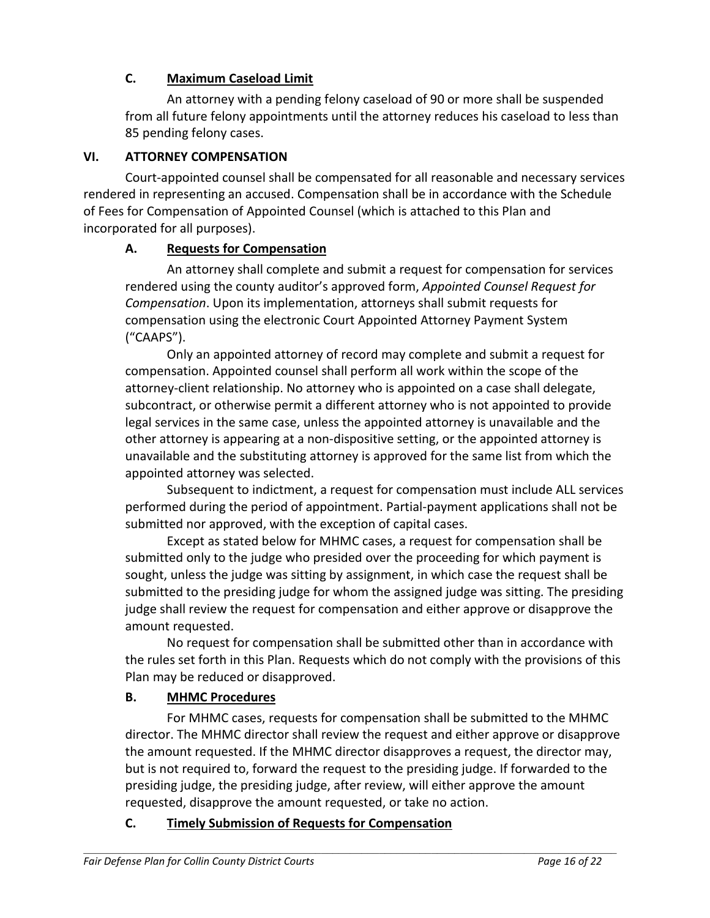### C. <u>Maximum Caseload Limit</u>

An attorney with a pending felony caseload of 90 or more shall be suspended from all future felony appointments until the attorney reduces his caseload to less than 85 pending felony cases.

## VI. ATTORNEY COMPENSATION

Court-appointed counsel shall be compensated for all reasonable and necessary services rendered in representing an accused. Compensation shall be in accordance with the Schedule of Fees for Compensation of Appointed Counsel (which is attached to this Plan and incorporated for all purposes).

### A. <u>Requests for Compensation</u>

An attorney shall complete and submit a request for compensation for services rendered using the county auditor's approved form, *Appointed Counsel Request for Compensation*. Upon its implementation, attorneys shall submit requests for compensation using the electronic Court Appointed Attorney Payment System ("CAAPS").

Only an appointed attorney of record may complete and submit a request for compensation. Appointed counsel shall perform all work within the scope of the attorney-client relationship. No attorney who is appointed on a case shall delegate, subcontract, or otherwise permit a different attorney who is not appointed to provide legal services in the same case, unless the appointed attorney is unavailable and the other attorney is appearing at a non-dispositive setting, or the appointed attorney is unavailable and the substituting attorney is approved for the same list from which the appointed attorney was selected.

Subsequent to indictment, a request for compensation must include ALL services performed during the period of appointment. Partial-payment applications shall not be submitted nor approved, with the exception of capital cases.

Except as stated below for MHMC cases, a request for compensation shall be submitted only to the judge who presided over the proceeding for which payment is sought, unless the judge was sitting by assignment, in which case the request shall be submitted to the presiding judge for whom the assigned judge was sitting. The presiding judge shall review the request for compensation and either approve or disapprove the amount requested.

No request for compensation shall be submitted other than in accordance with the rules set forth in this Plan. Requests which do not comply with the provisions of this Plan may be reduced or disapproved.

### B. <u>MHMC Procedures</u>

For MHMC cases, requests for compensation shall be submitted to the MHMC director. The MHMC director shall review the request and either approve or disapprove the amount requested. If the MHMC director disapproves a request, the director may, but is not required to, forward the request to the presiding judge. If forwarded to the presiding judge, the presiding judge, after review, will either approve the amount requested, disapprove the amount requested, or take no action.

### C. <u>Timely Submission of Requests for Compensation</u>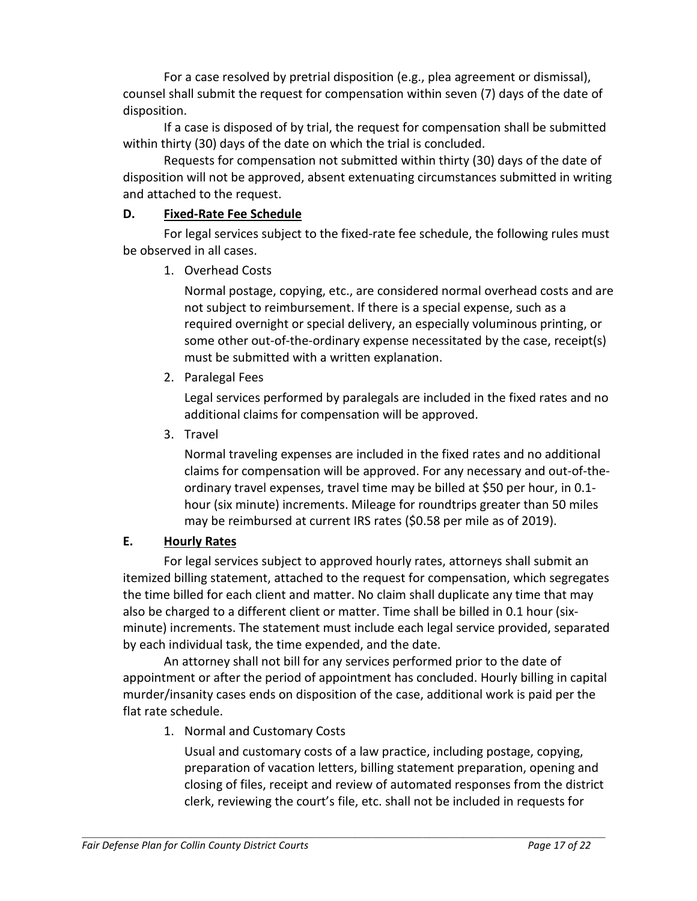For a case resolved by pretrial disposition (e.g., plea agreement or dismissal), counsel shall submit the request for compensation within seven (7) days of the date of disposition.

If a case is disposed of by trial, the request for compensation shall be submitted within thirty (30) days of the date on which the trial is concluded.

Requests for compensation not submitted within thirty (30) days of the date of disposition will not be approved, absent extenuating circumstances submitted in writing and attached to the request.

### D. Fixed-Rate Fee Schedule

For legal services subject to the fixed-rate fee schedule, the following rules must be observed in all cases.

1. Overhead Costs

   Normal postage, copying, etc., are considered normal overhead costs and are not subject to reimbursement. If there is a special expense, such as a required overnight or special delivery, an especially voluminous printing, or some other out-of-the-ordinary expense necessitated by the case, receipt(s) must be submitted with a written explanation.

2. Paralegal Fees

   Legal services performed by paralegals are included in the fixed rates and no additional claims for compensation will be approved.

3. Travel

   Normal traveling expenses are included in the fixed rates and no additional claims for compensation will be approved. For any necessary and out-of-the-ordinary travel expenses, travel time may be billed at $50 per hour, in 0.1-hour (six minute) increments. Mileage for roundtrips greater than 50 miles may be reimbursed at current IRS rates ($0.58 per mile as of 2019).

### E. Hourly Rates

For legal services subject to approved hourly rates, attorneys shall submit an itemized billing statement, attached to the request for compensation, which segregates the time billed for each client and matter. No claim shall duplicate any time that may also be charged to a different client or matter. Time shall be billed in 0.1 hour (six-minute) increments. The statement must include each legal service provided, separated by each individual task, the time expended, and the date.

An attorney shall not bill for any services performed prior to the date of appointment or after the period of appointment has concluded. Hourly billing in capital murder/insanity cases ends on disposition of the case, additional work is paid per the flat rate schedule.

1. Normal and Customary Costs

   Usual and customary costs of a law practice, including postage, copying, preparation of vacation letters, billing statement preparation, opening and closing of files, receipt and review of automated responses from the district clerk, reviewing the court's file, etc. shall not be included in requests for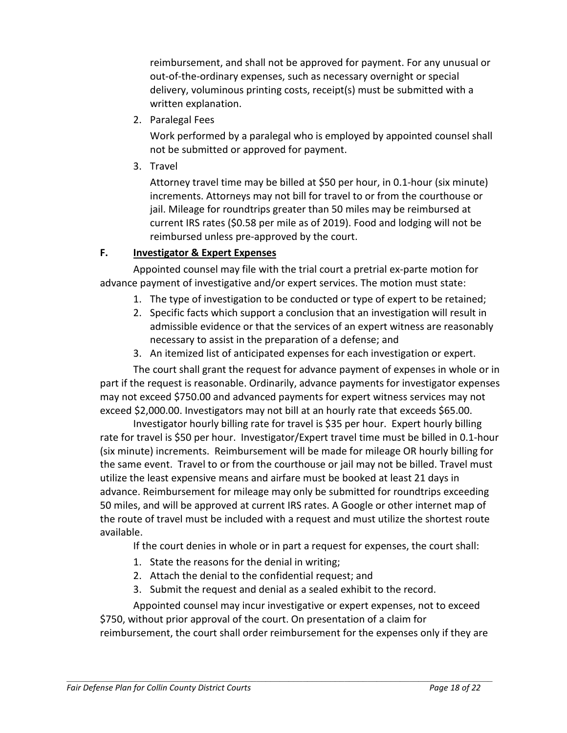reimbursement, and shall not be approved for payment. For any unusual or out-of-the-ordinary expenses, such as necessary overnight or special delivery, voluminous printing costs, receipt(s) must be submitted with a written explanation.

2. Paralegal Fees

   Work performed by a paralegal who is employed by appointed counsel shall not be submitted or approved for payment.

3. Travel

   Attorney travel time may be billed at $50 per hour, in 0.1-hour (six minute) increments. Attorneys may not bill for travel to or from the courthouse or jail. Mileage for roundtrips greater than 50 miles may be reimbursed at current IRS rates ($0.58 per mile as of 2019). Food and lodging will not be reimbursed unless pre-approved by the court.

### F. Investigator & Expert Expenses

Appointed counsel may file with the trial court a pretrial ex-parte motion for advance payment of investigative and/or expert services. The motion must state:

1. The type of investigation to be conducted or type of expert to be retained;
2. Specific facts which support a conclusion that an investigation will result in admissible evidence or that the services of an expert witness are reasonably necessary to assist in the preparation of a defense; and
3. An itemized list of anticipated expenses for each investigation or expert.

The court shall grant the request for advance payment of expenses in whole or in part if the request is reasonable. Ordinarily, advance payments for investigator expenses may not exceed $750.00 and advanced payments for expert witness services may not exceed $2,000.00. Investigators may not bill at an hourly rate that exceeds $65.00.

Investigator hourly billing rate for travel is $35 per hour. Expert hourly billing rate for travel is $50 per hour. Investigator/Expert travel time must be billed in 0.1-hour (six minute) increments. Reimbursement will be made for mileage OR hourly billing for the same event. Travel to or from the courthouse or jail may not be billed. Travel must utilize the least expensive means and airfare must be booked at least 21 days in advance. Reimbursement for mileage may only be submitted for roundtrips exceeding 50 miles, and will be approved at current IRS rates. A Google or other internet map of the route of travel must be included with a request and must utilize the shortest route available.

If the court denies in whole or in part a request for expenses, the court shall:

1. State the reasons for the denial in writing;
2. Attach the denial to the confidential request; and
3. Submit the request and denial as a sealed exhibit to the record.

Appointed counsel may incur investigative or expert expenses, not to exceed $750, without prior approval of the court. On presentation of a claim for reimbursement, the court shall order reimbursement for the expenses only if they are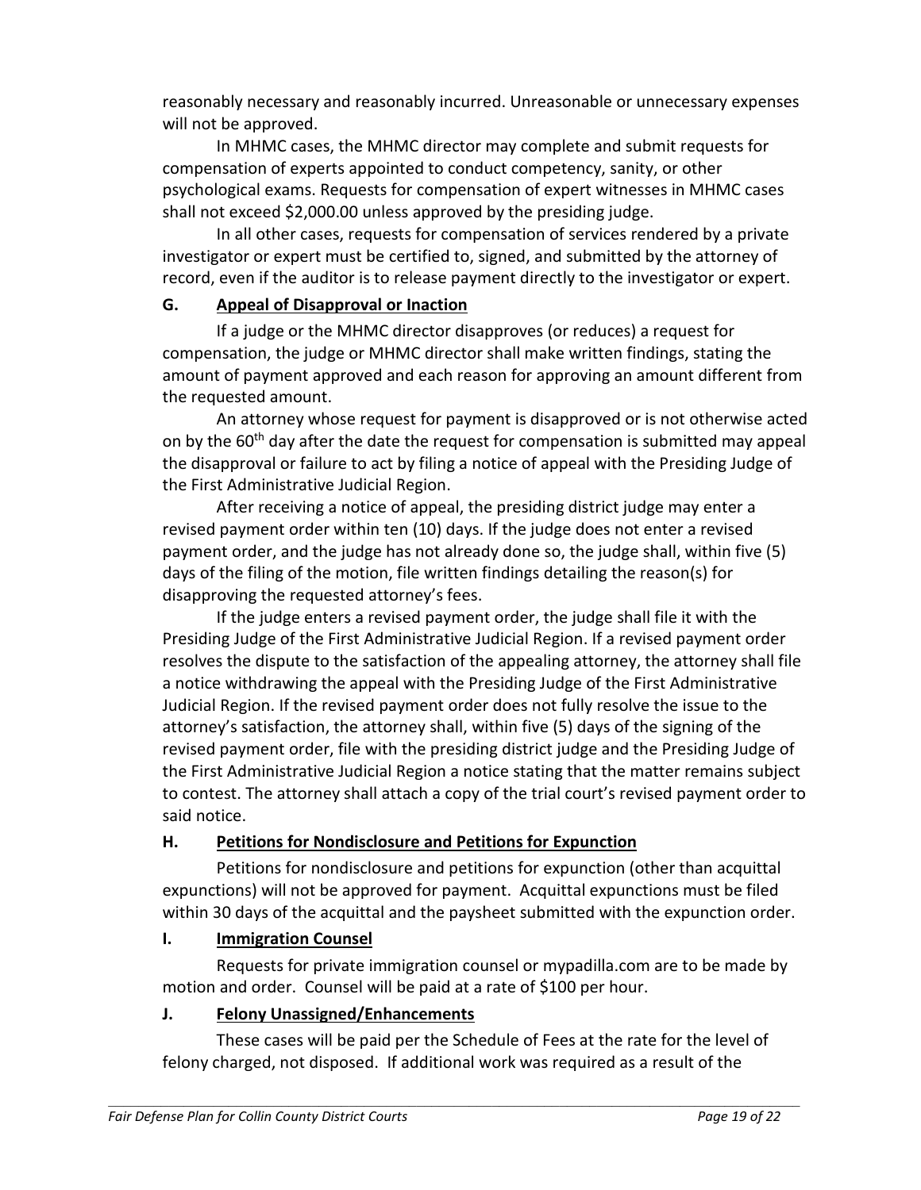reasonably necessary and reasonably incurred. Unreasonable or unnecessary expenses will not be approved.

In MHMC cases, the MHMC director may complete and submit requests for compensation of experts appointed to conduct competency, sanity, or other psychological exams. Requests for compensation of expert witnesses in MHMC cases shall not exceed $2,000.00 unless approved by the presiding judge.

In all other cases, requests for compensation of services rendered by a private investigator or expert must be certified to, signed, and submitted by the attorney of record, even if the auditor is to release payment directly to the investigator or expert.

### G. Appeal of Disapproval or Inaction

If a judge or the MHMC director disapproves (or reduces) a request for compensation, the judge or MHMC director shall make written findings, stating the amount of payment approved and each reason for approving an amount different from the requested amount.

An attorney whose request for payment is disapproved or is not otherwise acted on by the 60th day after the date the request for compensation is submitted may appeal the disapproval or failure to act by filing a notice of appeal with the Presiding Judge of the First Administrative Judicial Region.

After receiving a notice of appeal, the presiding district judge may enter a revised payment order within ten (10) days. If the judge does not enter a revised payment order, and the judge has not already done so, the judge shall, within five (5) days of the filing of the motion, file written findings detailing the reason(s) for disapproving the requested attorney's fees.

If the judge enters a revised payment order, the judge shall file it with the Presiding Judge of the First Administrative Judicial Region. If a revised payment order resolves the dispute to the satisfaction of the appealing attorney, the attorney shall file a notice withdrawing the appeal with the Presiding Judge of the First Administrative Judicial Region. If the revised payment order does not fully resolve the issue to the attorney's satisfaction, the attorney shall, within five (5) days of the signing of the revised payment order, file with the presiding district judge and the Presiding Judge of the First Administrative Judicial Region a notice stating that the matter remains subject to contest. The attorney shall attach a copy of the trial court's revised payment order to said notice.

### H. Petitions for Nondisclosure and Petitions for Expunction

Petitions for nondisclosure and petitions for expunction (other than acquittal expunctions) will not be approved for payment. Acquittal expunctions must be filed within 30 days of the acquittal and the paysheet submitted with the expunction order.

### I. Immigration Counsel

Requests for private immigration counsel or mypadilla.com are to be made by motion and order. Counsel will be paid at a rate of $100 per hour.

### J. Felony Unassigned/Enhancements

These cases will be paid per the Schedule of Fees at the rate for the level of felony charged, not disposed. If additional work was required as a result of the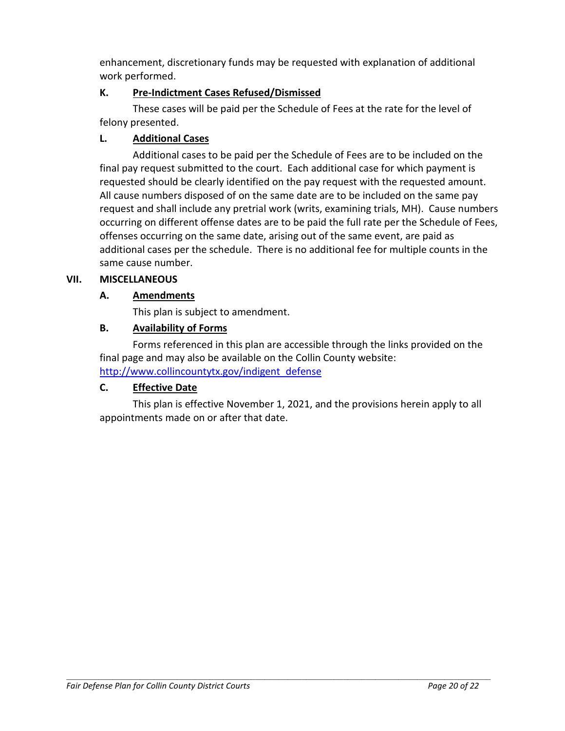enhancement, discretionary funds may be requested with explanation of additional work performed.

### K. Pre-Indictment Cases Refused/Dismissed

These cases will be paid per the Schedule of Fees at the rate for the level of felony presented.

### L. Additional Cases

Additional cases to be paid per the Schedule of Fees are to be included on the final pay request submitted to the court. Each additional case for which payment is requested should be clearly identified on the pay request with the requested amount. All cause numbers disposed of on the same date are to be included on the same pay request and shall include any pretrial work (writs, examining trials, MH). Cause numbers occurring on different offense dates are to be paid the full rate per the Schedule of Fees, offenses occurring on the same date, arising out of the same event, are paid as additional cases per the schedule. There is no additional fee for multiple counts in the same cause number.

## VII. MISCELLANEOUS

### A. Amendments

This plan is subject to amendment.

### B. Availability of Forms

Forms referenced in this plan are accessible through the links provided on the final page and may also be available on the Collin County website: [http://www.collincountytx.gov/indigent_defense](http://www.collincountytx.gov/indigent_defense)

### C. Effective Date

This plan is effective November 1, 2021, and the provisions herein apply to all appointments made on or after that date.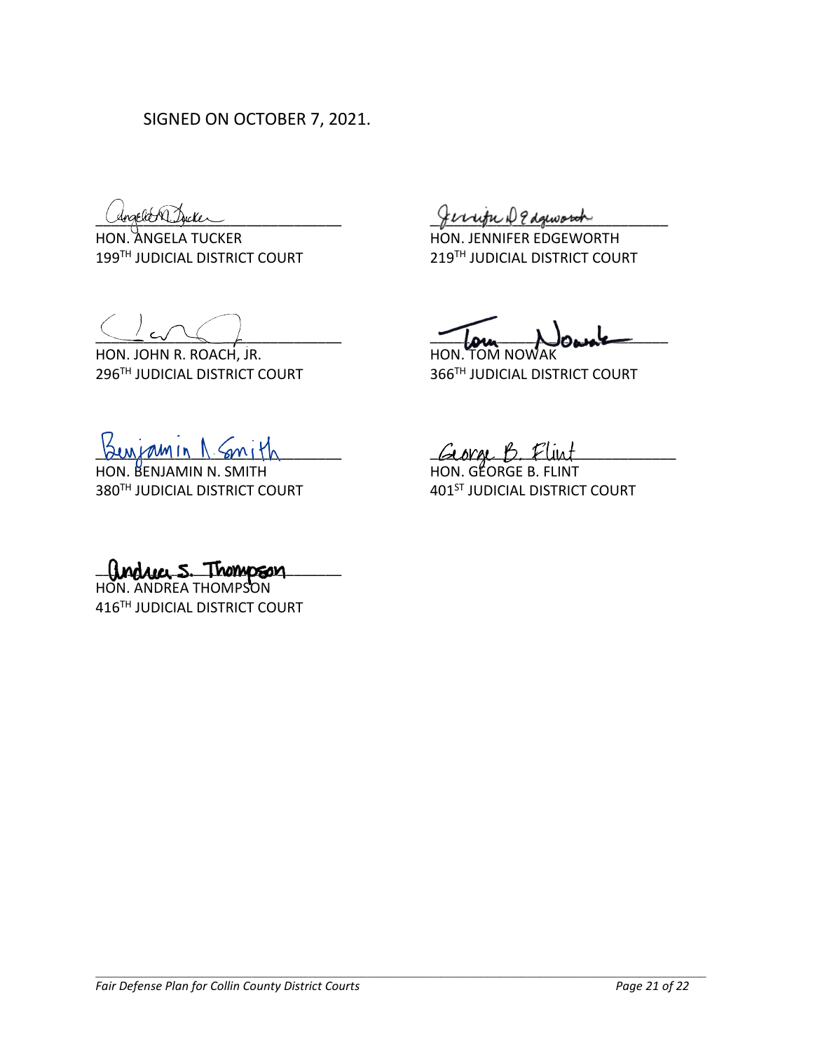SIGNED ON OCTOBER 7, 2021.

\_\_\_\_\_\_\_\_\_\_\_\_\_\_\_\_\_\_\_\_\_\_\_\_\_\_\_\_\_\_\_
HON. ANGELA TUCKER
199TH JUDICIAL DISTRICT COURT

\_\_\_\_\_\_\_\_\_\_\_\_\_\_\_\_\_\_\_\_\_\_\_\_\_\_\_\_\_\_\_
HON. JENNIFER EDGEWORTH
219TH JUDICIAL DISTRICT COURT

\_\_\_\_\_\_\_\_\_\_\_\_\_\_\_\_\_\_\_\_\_\_\_\_\_\_\_\_\_\_\_
HON. JOHN R. ROACH, JR.
296TH JUDICIAL DISTRICT COURT

\_\_\_\_\_\_\_\_\_\_\_\_\_\_\_\_\_\_\_\_\_\_\_\_\_\_\_\_\_\_\_
HON. TOM NOWAK
366TH JUDICIAL DISTRICT COURT

\_\_\_\_\_\_\_\_\_\_\_\_\_\_\_\_\_\_\_\_\_\_\_\_\_\_\_\_\_\_\_
HON. BENJAMIN N. SMITH
380TH JUDICIAL DISTRICT COURT

\_\_\_\_\_\_\_\_\_\_\_\_\_\_\_\_\_\_\_\_\_\_\_\_\_\_\_\_\_\_\_
HON. GEORGE B. FLINT
401ST JUDICIAL DISTRICT COURT

\_\_\_\_\_\_\_\_\_\_\_\_\_\_\_\_\_\_\_\_\_\_\_\_\_\_\_\_\_\_\_
HON. ANDREA THOMPSON
416TH JUDICIAL DISTRICT COURT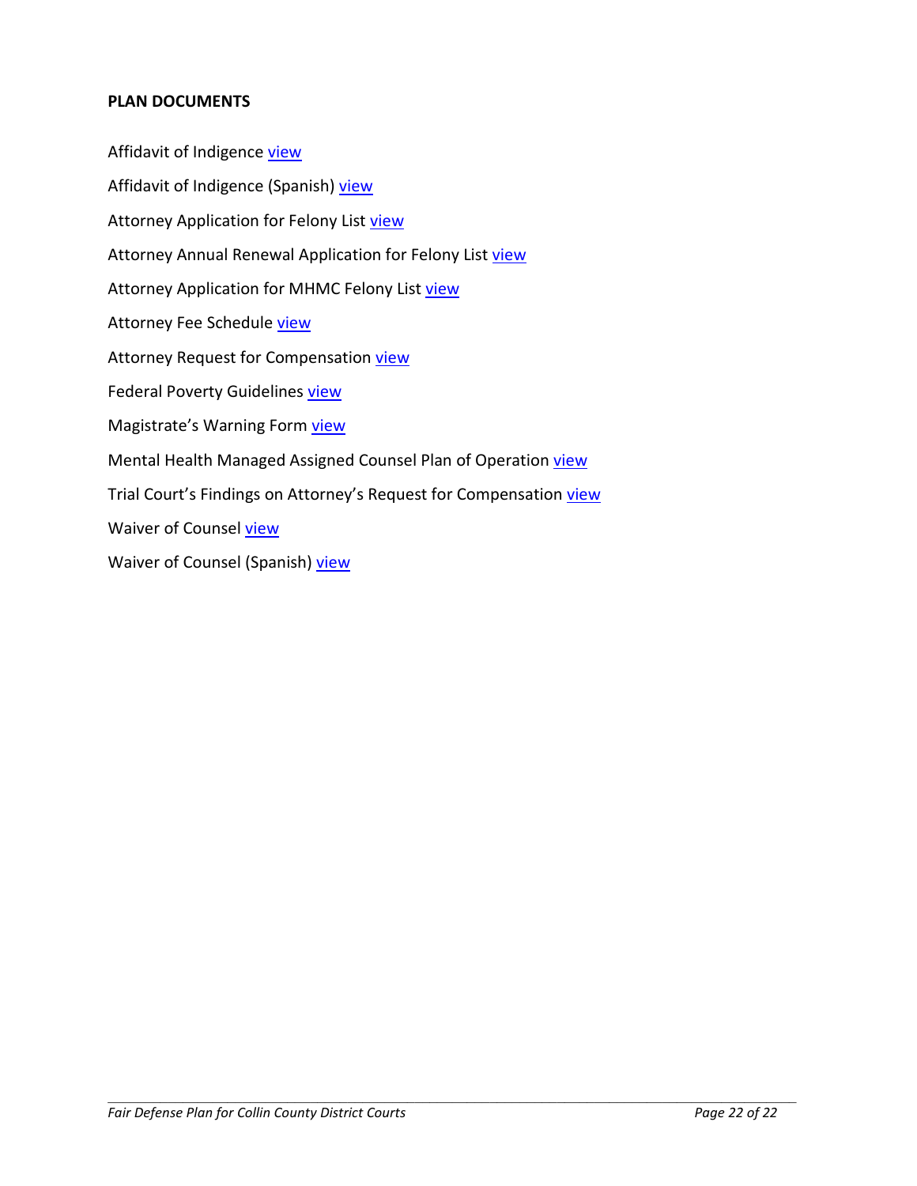## PLAN DOCUMENTS

Affidavit of Indigence view

Affidavit of Indigence (Spanish) view

Attorney Application for Felony List view

Attorney Annual Renewal Application for Felony List view

Attorney Application for MHMC Felony List view

Attorney Fee Schedule view

Attorney Request for Compensation view

Federal Poverty Guidelines view

Magistrate's Warning Form view

Mental Health Managed Assigned Counsel Plan of Operation view

Trial Court's Findings on Attorney's Request for Compensation view

Waiver of Counsel view

Waiver of Counsel (Spanish) view